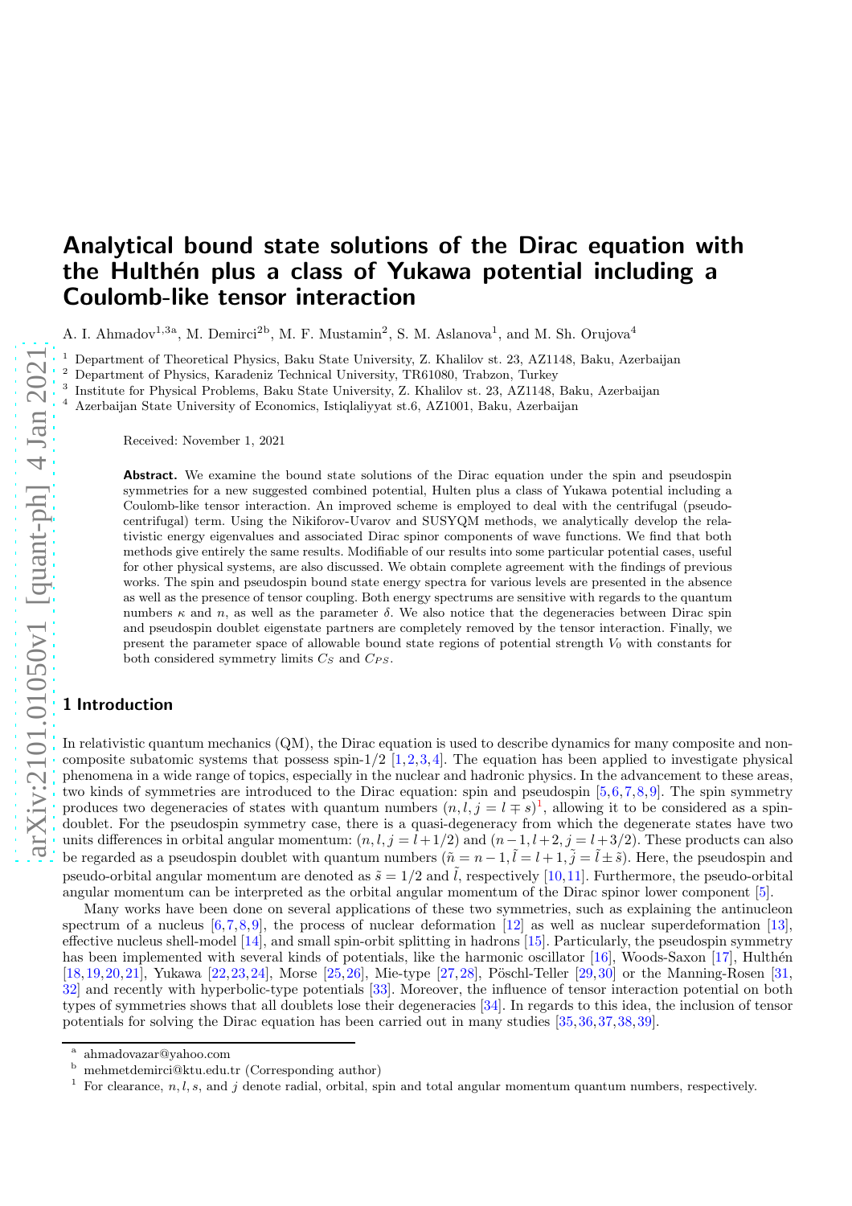# Analytical bound state solutions of the Dirac equation with the Hulthén plus a class of Yukawa potential including a Coulomb-like tensor interaction

A. I. Ahmadov[1,3a], M. Demirci[2b], M. F. Mustamin[2], S. M. Aslanova[1], and M. Sh. Orujova[4]

[1] Department of Theoretical Physics, Baku State University, Z. Khalilov st. 23, AZ1148, Baku, Azerbaijan
[2] Department of Physics, Karadeniz Technical University, TR61080, Trabzon, Turkey
[3] Institute for Physical Problems, Baku State University, Z. Khalilov st. 23, AZ1148, Baku, Azerbaijan
[4] Azerbaijan State University of Economics, Istiqlaliyyat st.6, AZ1001, Baku, Azerbaijan

Received: November 1, 2021

**Abstract.** We examine the bound state solutions of the Dirac equation under the spin and pseudospin symmetries for a new suggested combined potential, Hulten plus a class of Yukawa potential including a Coulomb-like tensor interaction. An improved scheme is employed to deal with the centrifugal (pseudo-centrifugal) term. Using the Nikiforov-Uvarov and SUSYQM methods, we analytically develop the relativistic energy eigenvalues and associated Dirac spinor components of wave functions. We find that both methods give entirely the same results. Modifiable of our results into some particular potential cases, useful for other physical systems, are also discussed. We obtain complete agreement with the findings of previous works. The spin and pseudospin bound state energy spectra for various levels are presented in the absence as well as the presence of tensor coupling. Both energy spectrums are sensitive with regards to the quantum numbers $\kappa$ and $n$, as well as the parameter $\delta$. We also notice that the degeneracies between Dirac spin and pseudospin doublet eigenstate partners are completely removed by the tensor interaction. Finally, we present the parameter space of allowable bound state regions of potential strength $V_0$ with constants for both considered symmetry limits $C_S$ and $C_{PS}$.

## 1 Introduction

In relativistic quantum mechanics (QM), the Dirac equation is used to describe dynamics for many composite and non-composite subatomic systems that possess spin-1/2 [1,2,3,4]. The equation has been applied to investigate physical phenomena in a wide range of topics, especially in the nuclear and hadronic physics. In the advancement to these areas, two kinds of symmetries are introduced to the Dirac equation: spin and pseudospin [5,6,7,8,9]. The spin symmetry produces two degeneracies of states with quantum numbers $(n, l, j = l \mp s)$[1], allowing it to be considered as a spin-doublet. For the pseudospin symmetry case, there is a quasi-degeneracy from which the degenerate states have two units differences in orbital angular momentum: $(n, l, j = l+1/2)$ and $(n-1, l+2, j = l+3/2)$. These products can also be regarded as a pseudospin doublet with quantum numbers $(\tilde{n} = n-1, \tilde{l} = l+1, \tilde{j} = \tilde{l} \pm \tilde{s})$. Here, the pseudospin and pseudo-orbital angular momentum are denoted as $\tilde{s} = 1/2$ and $\tilde{l}$, respectively [10,11]. Furthermore, the pseudo-orbital angular momentum can be interpreted as the orbital angular momentum of the Dirac spinor lower component [5].

Many works have been done on several applications of these two symmetries, such as explaining the antinucleon spectrum of a nucleus [6,7,8,9], the process of nuclear deformation [12] as well as nuclear superdeformation [13], effective nucleus shell-model [14], and small spin-orbit splitting in hadrons [15]. Particularly, the pseudospin symmetry has been implemented with several kinds of potentials, like the harmonic oscillator [16], Woods-Saxon [17], Hulthén [18,19,20,21], Yukawa [22,23,24], Morse [25,26], Mie-type [27,28], Pöschl-Teller [29,30] or the Manning-Rosen [31,32] and recently with hyperbolic-type potentials [33]. Moreover, the influence of tensor interaction potential on both types of symmetries shows that all doublets lose their degeneracies [34]. In regards to this idea, the inclusion of tensor potentials for solving the Dirac equation has been carried out in many studies [35,36,37,38,39].

---

[a] ahmadovazar@yahoo.com

[b] mehmetdemirci@ktu.edu.tr (Corresponding author)

[1] For clearance, $n, l, s$, and $j$ denote radial, orbital, spin and total angular momentum quantum numbers, respectively.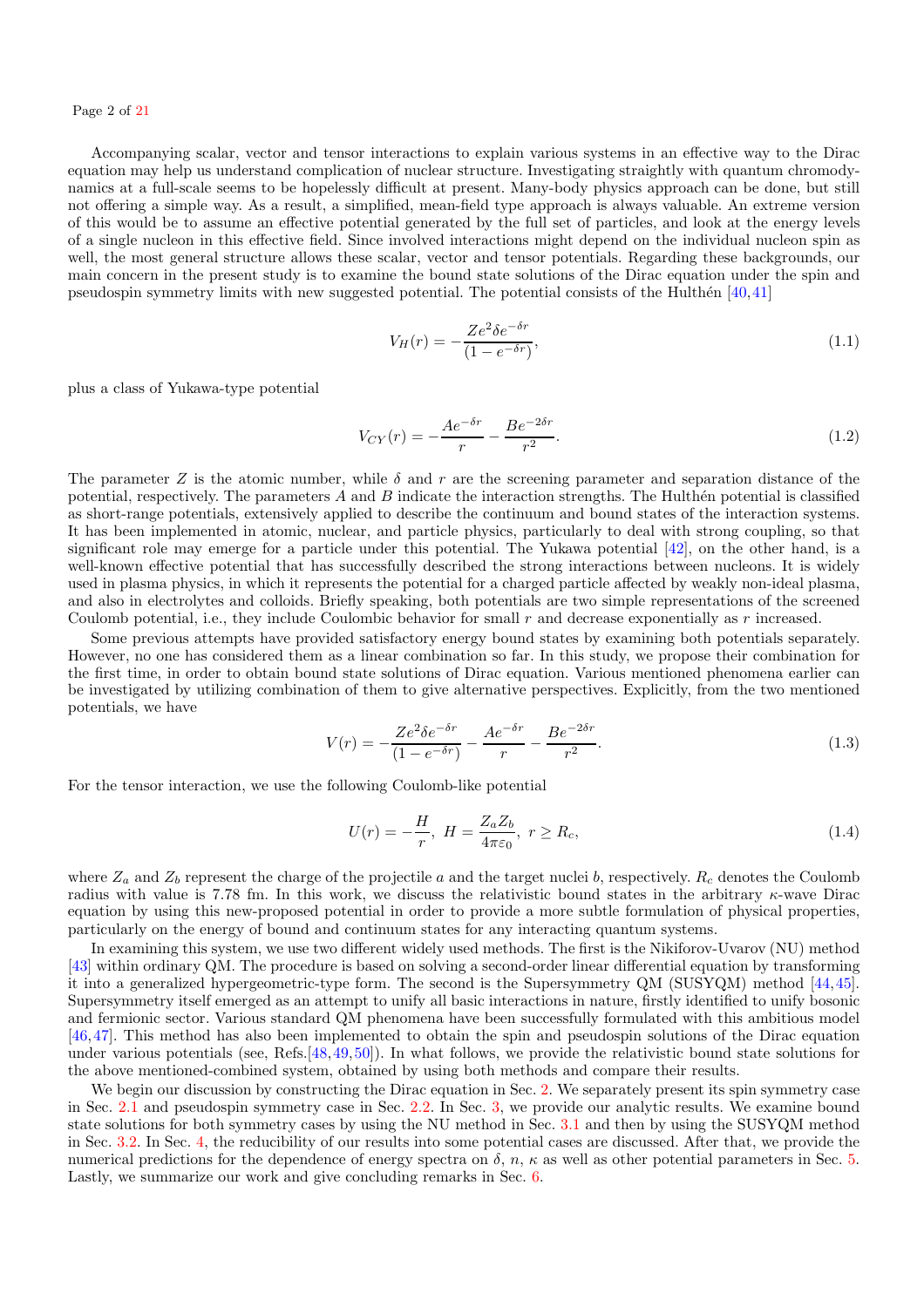Accompanying scalar, vector and tensor interactions to explain various systems in an effective way to the Dirac equation may help us understand complication of nuclear structure. Investigating straightly with quantum chromodynamics at a full-scale seems to be hopelessly difficult at present. Many-body physics approach can be done, but still not offering a simple way. As a result, a simplified, mean-field type approach is always valuable. An extreme version of this would be to assume an effective potential generated by the full set of particles, and look at the energy levels of a single nucleon in this effective field. Since involved interactions might depend on the individual nucleon spin as well, the most general structure allows these scalar, vector and tensor potentials. Regarding these backgrounds, our main concern in the present study is to examine the bound state solutions of the Dirac equation under the spin and pseudospin symmetry limits with new suggested potential. The potential consists of the Hulthén [40,41]

$$V_H(r) = -\frac{Ze^2\delta e^{-\delta r}}{(1-e^{-\delta r})}, \tag{1.1}$$

plus a class of Yukawa-type potential

$$V_{CY}(r) = -\frac{Ae^{-\delta r}}{r} - \frac{Be^{-2\delta r}}{r^2}. \tag{1.2}$$

The parameter $Z$ is the atomic number, while $\delta$ and $r$ are the screening parameter and separation distance of the potential, respectively. The parameters $A$ and $B$ indicate the interaction strengths. The Hulthén potential is classified as short-range potentials, extensively applied to describe the continuum and bound states of the interaction systems. It has been implemented in atomic, nuclear, and particle physics, particularly to deal with strong coupling, so that significant role may emerge for a particle under this potential. The Yukawa potential [42], on the other hand, is a well-known effective potential that has successfully described the strong interactions between nucleons. It is widely used in plasma physics, in which it represents the potential for a charged particle affected by weakly non-ideal plasma, and also in electrolytes and colloids. Briefly speaking, both potentials are two simple representations of the screened Coulomb potential, i.e., they include Coulombic behavior for small $r$ and decrease exponentially as $r$ increased.

Some previous attempts have provided satisfactory energy bound states by examining both potentials separately. However, no one has considered them as a linear combination so far. In this study, we propose their combination for the first time, in order to obtain bound state solutions of Dirac equation. Various mentioned phenomena earlier can be investigated by utilizing combination of them to give alternative perspectives. Explicitly, from the two mentioned potentials, we have

$$V(r) = -\frac{Ze^2\delta e^{-\delta r}}{(1-e^{-\delta r})} - \frac{Ae^{-\delta r}}{r} - \frac{Be^{-2\delta r}}{r^2}. \tag{1.3}$$

For the tensor interaction, we use the following Coulomb-like potential

$$U(r) = -\frac{H}{r},\ H = \frac{Z_a Z_b}{4\pi\varepsilon_0},\ r \geq R_c, \tag{1.4}$$

where $Z_a$ and $Z_b$ represent the charge of the projectile $a$ and the target nuclei $b$, respectively. $R_c$ denotes the Coulomb radius with value is 7.78 fm. In this work, we discuss the relativistic bound states in the arbitrary $\kappa$-wave Dirac equation by using this new-proposed potential in order to provide a more subtle formulation of physical properties, particularly on the energy of bound and continuum states for any interacting quantum systems.

In examining this system, we use two different widely used methods. The first is the Nikiforov-Uvarov (NU) method [43] within ordinary QM. The procedure is based on solving a second-order linear differential equation by transforming it into a generalized hypergeometric-type form. The second is the Supersymmetry QM (SUSYQM) method [44,45]. Supersymmetry itself emerged as an attempt to unify all basic interactions in nature, firstly identified to unify bosonic and fermionic sector. Various standard QM phenomena have been successfully formulated with this ambitious model [46,47]. This method has also been implemented to obtain the spin and pseudospin solutions of the Dirac equation under various potentials (see, Refs.[48,49,50]). In what follows, we provide the relativistic bound state solutions for the above mentioned-combined system, obtained by using both methods and compare their results.

We begin our discussion by constructing the Dirac equation in Sec. 2. We separately present its spin symmetry case in Sec. 2.1 and pseudospin symmetry case in Sec. 2.2. In Sec. 3, we provide our analytic results. We examine bound state solutions for both symmetry cases by using the NU method in Sec. 3.1 and then by using the SUSYQM method in Sec. 3.2. In Sec. 4, the reducibility of our results into some potential cases are discussed. After that, we provide the numerical predictions for the dependence of energy spectra on $\delta$, $n$, $\kappa$ as well as other potential parameters in Sec. 5. Lastly, we summarize our work and give concluding remarks in Sec. 6.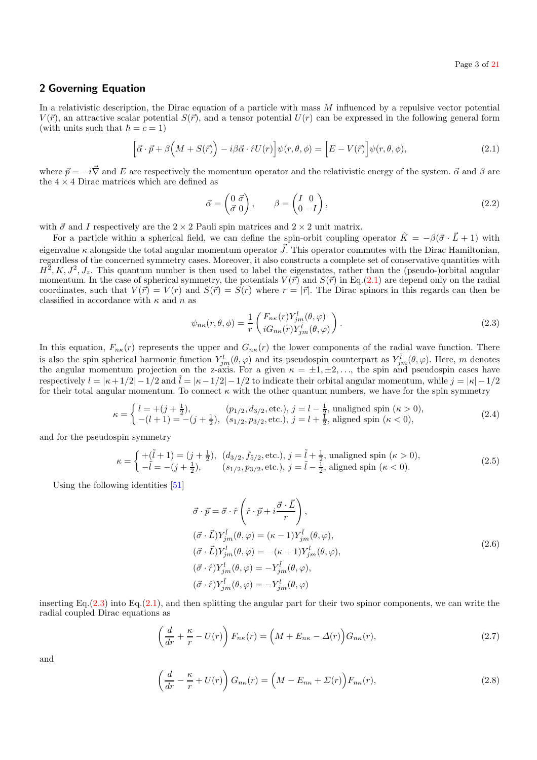## 2 Governing Equation

In a relativistic description, the Dirac equation of a particle with mass $M$ influenced by a repulsive vector potential $V(\vec{r})$, an attractive scalar potential $S(\vec{r})$, and a tensor potential $U(r)$ can be expressed in the following general form (with units such that $\hbar = c = 1$)

$$\Big[\vec{\alpha}\cdot\vec{p} + \beta\Big(M + S(\vec{r})\Big) - i\beta\vec{\alpha}\cdot\hat{r}U(r)\Big]\psi(r,\theta,\phi) = \Big[E - V(\vec{r})\Big]\psi(r,\theta,\phi), \tag{2.1}$$

where $\vec{p} = -i\vec{\nabla}$ and $E$ are respectively the momentum operator and the relativistic energy of the system. $\vec{\alpha}$ and $\beta$ are the $4\times 4$ Dirac matrices which are defined as

$$\vec{\alpha} = \begin{pmatrix} 0 & \vec{\sigma} \\ \vec{\sigma} & 0 \end{pmatrix}, \qquad \beta = \begin{pmatrix} I & 0 \\ 0 & -I \end{pmatrix}, \tag{2.2}$$

with $\vec{\sigma}$ and $I$ respectively are the $2\times 2$ Pauli spin matrices and $2\times 2$ unit matrix.

For a particle within a spherical field, we can define the spin-orbit coupling operator $\hat{K} = -\beta(\vec{\sigma}\cdot\vec{L} + 1)$ with eigenvalue $\kappa$ alongside the total angular momentum operator $\vec{J}$. This operator commutes with the Dirac Hamiltonian, regardless of the concerned symmetry cases. Moreover, it also constructs a complete set of conservative quantities with $H^2, K, J^2, J_z$. This quantum number is then used to label the eigenstates, rather than the (pseudo-)orbital angular momentum. In the case of spherical symmetry, the potentials $V(\vec{r})$ and $S(\vec{r})$ in Eq.(2.1) are depend only on the radial coordinates, such that $V(\vec{r}) = V(r)$ and $S(\vec{r}) = S(r)$ where $r = |\vec{r}|$. The Dirac spinors in this regards can then be classified in accordance with $\kappa$ and $n$ as

$$\psi_{n\kappa}(r,\theta,\phi) = \frac{1}{r}\begin{pmatrix} F_{n\kappa}(r)Y^{l}_{jm}(\theta,\varphi) \\ iG_{n\kappa}(r)Y^{\tilde{l}}_{jm}(\theta,\varphi) \end{pmatrix}. \tag{2.3}$$

In this equation, $F_{n\kappa}(r)$ represents the upper and $G_{n\kappa}(r)$ the lower components of the radial wave function. There is also the spin spherical harmonic function $Y^{l}_{jm}(\theta,\varphi)$ and its pseudospin counterpart as $Y^{\tilde{l}}_{jm}(\theta,\varphi)$. Here, $m$ denotes the angular momentum projection on the z-axis. For a given $\kappa = \pm 1, \pm 2, \ldots$, the spin and pseudospin cases have respectively $l = |\kappa + 1/2| - 1/2$ and $\tilde{l} = |\kappa - 1/2| - 1/2$ to indicate their orbital angular momentum, while $j = |\kappa| - 1/2$ for their total angular momentum. To connect $\kappa$ with the other quantum numbers, we have for the spin symmetry

$$\kappa = \begin{cases} l = +(j+\frac{1}{2}), & (p_{1/2}, d_{3/2}, \text{etc.}),\ j = l - \frac{1}{2},\ \text{unaligned spin } (\kappa > 0), \\ -(l+1) = -(j+\frac{1}{2}), & (s_{1/2}, p_{3/2}, \text{etc.}),\ j = l + \frac{1}{2},\ \text{aligned spin } (\kappa < 0), \end{cases} \tag{2.4}$$

and for the pseudospin symmetry

$$\kappa = \begin{cases} +(\tilde{l}+1) = (j+\frac{1}{2}), & (d_{3/2}, f_{5/2}, \text{etc.}),\ j = \tilde{l} + \frac{1}{2},\ \text{unaligned spin } (\kappa > 0), \\ -\tilde{l} = -(j+\frac{1}{2}), & (s_{1/2}, p_{3/2}, \text{etc.}),\ j = \tilde{l} - \frac{1}{2},\ \text{aligned spin } (\kappa < 0). \end{cases} \tag{2.5}$$

Using the following identities [51]

$$\begin{aligned} &\vec{\sigma}\cdot\vec{p} = \vec{\sigma}\cdot\hat{r}\left(\hat{r}\cdot\vec{p} + i\frac{\vec{\sigma}\cdot\vec{L}}{r}\right), \\ &(\vec{\sigma}\cdot\vec{L})Y^{\tilde{l}}_{jm}(\theta,\varphi) = (\kappa - 1)Y^{\tilde{l}}_{jm}(\theta,\varphi), \\ &(\vec{\sigma}\cdot\vec{L})Y^{l}_{jm}(\theta,\varphi) = -(\kappa + 1)Y^{l}_{jm}(\theta,\varphi), \\ &(\vec{\sigma}\cdot\hat{r})Y^{l}_{jm}(\theta,\varphi) = -Y^{\tilde{l}}_{jm}(\theta,\varphi), \\ &(\vec{\sigma}\cdot\hat{r})Y^{\tilde{l}}_{jm}(\theta,\varphi) = -Y^{l}_{jm}(\theta,\varphi) \end{aligned} \tag{2.6}$$

inserting Eq.(2.3) into Eq.(2.1), and then splitting the angular part for their two spinor components, we can write the radial coupled Dirac equations as

$$\left(\frac{d}{dr} + \frac{\kappa}{r} - U(r)\right)F_{n\kappa}(r) = \Big(M + E_{n\kappa} - \Delta(r)\Big)G_{n\kappa}(r), \tag{2.7}$$

and

$$\left(\frac{d}{dr} - \frac{\kappa}{r} + U(r)\right)G_{n\kappa}(r) = \Big(M - E_{n\kappa} + \Sigma(r)\Big)F_{n\kappa}(r), \tag{2.8}$$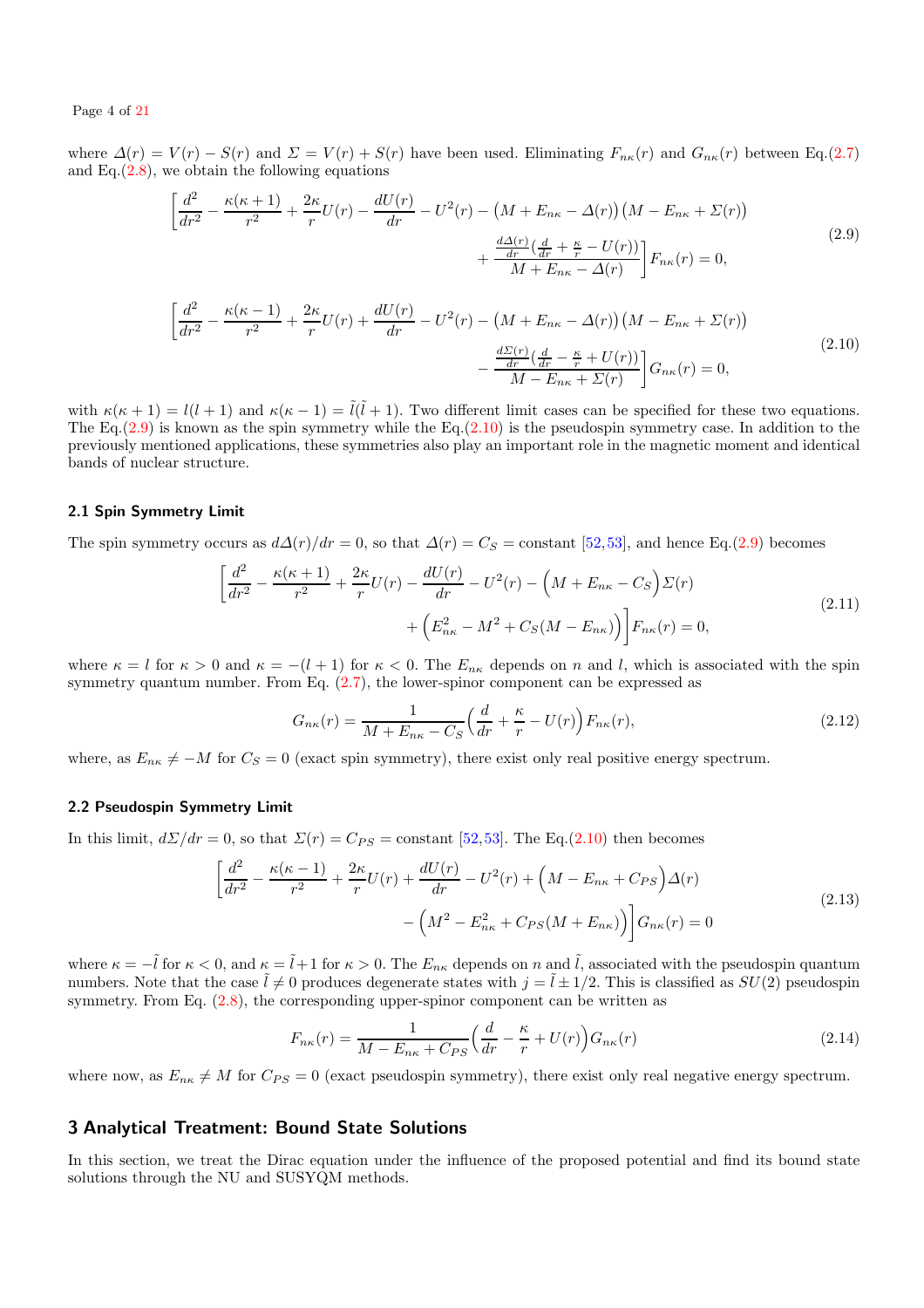where $\varDelta(r) = V(r) - S(r)$ and $\varSigma = V(r) + S(r)$ have been used. Eliminating $F_{n\kappa}(r)$ and $G_{n\kappa}(r)$ between Eq.(2.7) and Eq.(2.8), we obtain the following equations

$$\left[\frac{d^2}{dr^2} - \frac{\kappa(\kappa+1)}{r^2} + \frac{2\kappa}{r}U(r) - \frac{dU(r)}{dr} - U^2(r) - \big(M + E_{n\kappa} - \varDelta(r)\big)\big(M - E_{n\kappa} + \varSigma(r)\big) + \frac{\frac{d\varDelta(r)}{dr}\big(\frac{d}{dr} + \frac{\kappa}{r} - U(r)\big)}{M + E_{n\kappa} - \varDelta(r)}\right]F_{n\kappa}(r) = 0, \tag{2.9}$$

$$\left[\frac{d^2}{dr^2} - \frac{\kappa(\kappa-1)}{r^2} + \frac{2\kappa}{r}U(r) + \frac{dU(r)}{dr} - U^2(r) - \big(M + E_{n\kappa} - \varDelta(r)\big)\big(M - E_{n\kappa} + \varSigma(r)\big) - \frac{\frac{d\varSigma(r)}{dr}\big(\frac{d}{dr} - \frac{\kappa}{r} + U(r)\big)}{M - E_{n\kappa} + \varSigma(r)}\right]G_{n\kappa}(r) = 0, \tag{2.10}$$

with $\kappa(\kappa+1) = l(l+1)$ and $\kappa(\kappa-1) = \tilde{l}(\tilde{l}+1)$. Two different limit cases can be specified for these two equations. The Eq.(2.9) is known as the spin symmetry while the Eq.(2.10) is the pseudospin symmetry case. In addition to the previously mentioned applications, these symmetries also play an important role in the magnetic moment and identical bands of nuclear structure.

### 2.1 Spin Symmetry Limit

The spin symmetry occurs as $d\varDelta(r)/dr = 0$, so that $\varDelta(r) = C_S = \text{constant}$ [52,53], and hence Eq.(2.9) becomes

$$\left[\frac{d^2}{dr^2} - \frac{\kappa(\kappa+1)}{r^2} + \frac{2\kappa}{r}U(r) - \frac{dU(r)}{dr} - U^2(r) - \Big(M + E_{n\kappa} - C_S\Big)\varSigma(r) + \Big(E_{n\kappa}^2 - M^2 + C_S(M - E_{n\kappa})\Big)\right]F_{n\kappa}(r) = 0, \tag{2.11}$$

where $\kappa = l$ for $\kappa > 0$ and $\kappa = -(l+1)$ for $\kappa < 0$. The $E_{n\kappa}$ depends on $n$ and $l$, which is associated with the spin symmetry quantum number. From Eq. (2.7), the lower-spinor component can be expressed as

$$G_{n\kappa}(r) = \frac{1}{M + E_{n\kappa} - C_S}\Big(\frac{d}{dr} + \frac{\kappa}{r} - U(r)\Big)F_{n\kappa}(r), \tag{2.12}$$

where, as $E_{n\kappa} \neq -M$ for $C_S = 0$ (exact spin symmetry), there exist only real positive energy spectrum.

### 2.2 Pseudospin Symmetry Limit

In this limit, $d\varSigma/dr = 0$, so that $\varSigma(r) = C_{PS} = \text{constant}$ [52,53]. The Eq.(2.10) then becomes

$$\left[\frac{d^2}{dr^2} - \frac{\kappa(\kappa-1)}{r^2} + \frac{2\kappa}{r}U(r) + \frac{dU(r)}{dr} - U^2(r) + \Big(M - E_{n\kappa} + C_{PS}\Big)\varDelta(r) - \Big(M^2 - E_{n\kappa}^2 + C_{PS}(M + E_{n\kappa})\Big)\right]G_{n\kappa}(r) = 0 \tag{2.13}$$

where $\kappa = -\tilde{l}$ for $\kappa < 0$, and $\kappa = \tilde{l}+1$ for $\kappa > 0$. The $E_{n\kappa}$ depends on $n$ and $\tilde{l}$, associated with the pseudospin quantum numbers. Note that the case $\tilde{l} \neq 0$ produces degenerate states with $j = \tilde{l} \pm 1/2$. This is classified as $SU(2)$ pseudospin symmetry. From Eq. (2.8), the corresponding upper-spinor component can be written as

$$F_{n\kappa}(r) = \frac{1}{M - E_{n\kappa} + C_{PS}}\Big(\frac{d}{dr} - \frac{\kappa}{r} + U(r)\Big)G_{n\kappa}(r) \tag{2.14}$$

where now, as $E_{n\kappa} \neq M$ for $C_{PS} = 0$ (exact pseudospin symmetry), there exist only real negative energy spectrum.

## 3 Analytical Treatment: Bound State Solutions

In this section, we treat the Dirac equation under the influence of the proposed potential and find its bound state solutions through the NU and SUSYQM methods.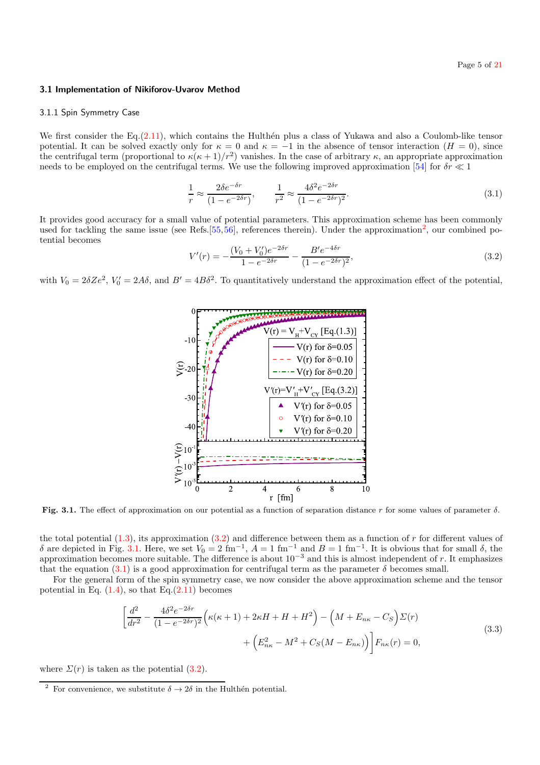### 3.1 Implementation of Nikiforov-Uvarov Method

#### 3.1.1 Spin Symmetry Case

We first consider the Eq.(2.11), which contains the Hulthén plus a class of Yukawa and also a Coulomb-like tensor potential. It can be solved exactly only for $\kappa = 0$ and $\kappa = -1$ in the absence of tensor interaction ($H = 0$), since the centrifugal term (proportional to $\kappa(\kappa+1)/r^2$) vanishes. In the case of arbitrary $\kappa$, an appropriate approximation needs to be employed on the centrifugal terms. We use the following improved approximation [54] for $\delta r \ll 1$

$$\frac{1}{r} \approx \frac{2\delta e^{-\delta r}}{(1-e^{-2\delta r})}, \qquad \frac{1}{r^2} \approx \frac{4\delta^2 e^{-2\delta r}}{(1-e^{-2\delta r})^2}. \tag{3.1}$$

It provides good accuracy for a small value of potential parameters. This approximation scheme has been commonly used for tackling the same issue (see Refs.[55,56], references therein). Under the approximation[2], our combined potential becomes

$$V'(r) = -\frac{(V_0 + V_0')e^{-2\delta r}}{1-e^{-2\delta r}} - \frac{B' e^{-4\delta r}}{(1-e^{-2\delta r})^2}, \tag{3.2}$$

with $V_0 = 2\delta Z e^2$, $V_0' = 2A\delta$, and $B' = 4B\delta^2$. To quantitatively understand the approximation effect of the potential,

**Fig. 3.1.** The effect of approximation on our potential as a function of separation distance $r$ for some values of parameter $\delta$.

the total potential (1.3), its approximation (3.2) and difference between them as a function of $r$ for different values of $\delta$ are depicted in Fig. 3.1. Here, we set $V_0 = 2$ fm$^{-1}$, $A = 1$ fm$^{-1}$ and $B = 1$ fm$^{-1}$. It is obvious that for small $\delta$, the approximation becomes more suitable. The difference is about $10^{-3}$ and this is almost independent of $r$. It emphasizes that the equation (3.1) is a good approximation for centrifugal term as the parameter $\delta$ becomes small.

For the general form of the spin symmetry case, we now consider the above approximation scheme and the tensor potential in Eq. (1.4), so that Eq.(2.11) becomes

$$\left[\frac{d^2}{dr^2} - \frac{4\delta^2 e^{-2\delta r}}{(1-e^{-2\delta r})^2}\Big(\kappa(\kappa+1) + 2\kappa H + H + H^2\Big) - \Big(M + E_{n\kappa} - C_S\Big)\Sigma(r) + \Big(E_{n\kappa}^2 - M^2 + C_S(M - E_{n\kappa})\Big)\right] F_{n\kappa}(r) = 0, \tag{3.3}$$

where $\Sigma(r)$ is taken as the potential (3.2).

[2] For convenience, we substitute $\delta \to 2\delta$ in the Hulthén potential.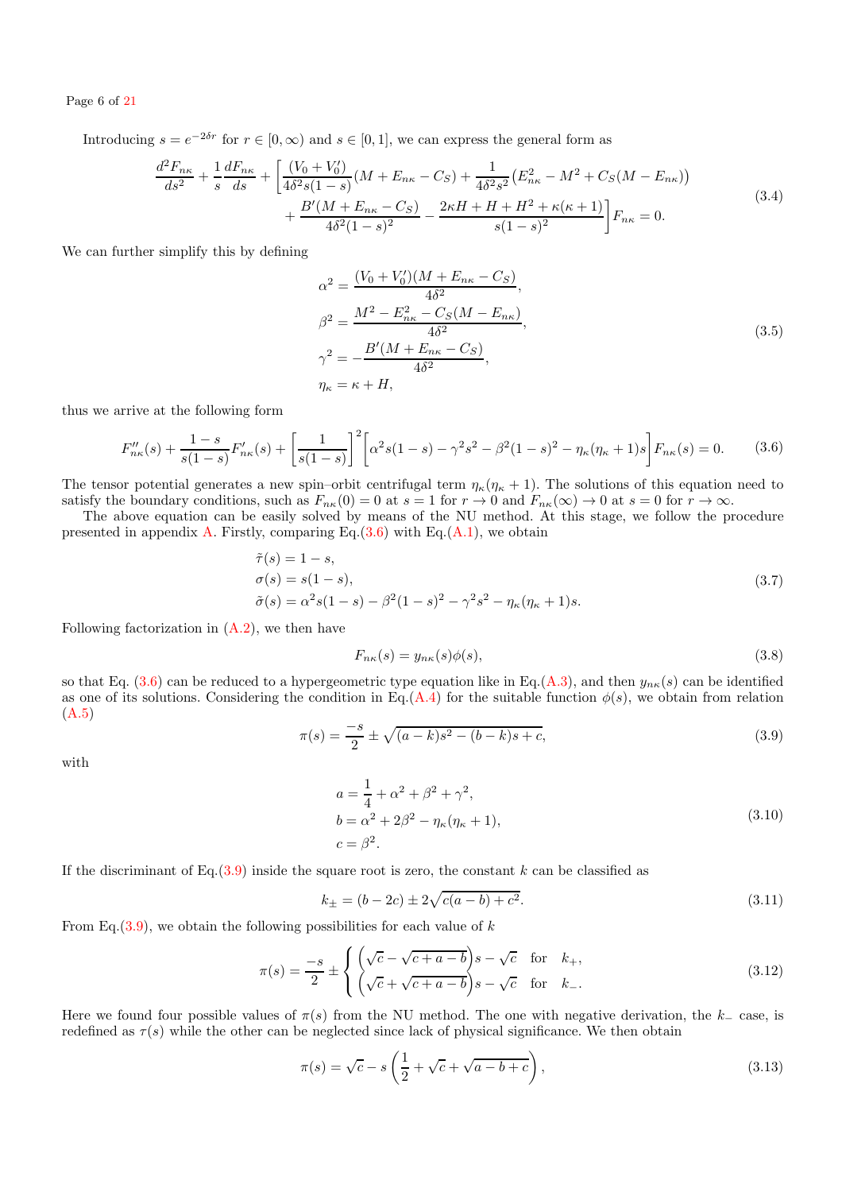Introducing $s = e^{-2\delta r}$ for $r \in [0, \infty)$ and $s \in [0, 1]$, we can express the general form as

$$
\begin{aligned}
\frac{d^2 F_{n\kappa}}{ds^2} + \frac{1}{s}\frac{dF_{n\kappa}}{ds} + \Bigg[ & \frac{(V_0 + V_0')}{4\delta^2 s(1-s)}(M + E_{n\kappa} - C_S) + \frac{1}{4\delta^2 s^2}\left(E_{n\kappa}^2 - M^2 + C_S(M - E_{n\kappa})\right) \\
& + \frac{B'(M + E_{n\kappa} - C_S)}{4\delta^2 (1-s)^2} - \frac{2\kappa H + H + H^2 + \kappa(\kappa+1)}{s(1-s)^2}\Bigg] F_{n\kappa} = 0.
\end{aligned}
\tag{3.4}
$$

We can further simplify this by defining

$$
\begin{aligned}
\alpha^2 &= \frac{(V_0 + V_0')(M + E_{n\kappa} - C_S)}{4\delta^2}, \\
\beta^2 &= \frac{M^2 - E_{n\kappa}^2 - C_S(M - E_{n\kappa})}{4\delta^2}, \\
\gamma^2 &= -\frac{B'(M + E_{n\kappa} - C_S)}{4\delta^2}, \\
\eta_\kappa &= \kappa + H,
\end{aligned}
\tag{3.5}
$$

thus we arrive at the following form

$$
F''_{n\kappa}(s) + \frac{1-s}{s(1-s)}F'_{n\kappa}(s) + \left[\frac{1}{s(1-s)}\right]^2 \Big[\alpha^2 s(1-s) - \gamma^2 s^2 - \beta^2 (1-s)^2 - \eta_\kappa(\eta_\kappa + 1)s\Big] F_{n\kappa}(s) = 0. \tag{3.6}
$$

The tensor potential generates a new spin–orbit centrifugal term $\eta_\kappa(\eta_\kappa + 1)$. The solutions of this equation need to satisfy the boundary conditions, such as $F_{n\kappa}(0) = 0$ at $s = 1$ for $r \to 0$ and $F_{n\kappa}(\infty) \to 0$ at $s = 0$ for $r \to \infty$.

The above equation can be easily solved by means of the NU method. At this stage, we follow the procedure presented in appendix A. Firstly, comparing Eq.(3.6) with Eq.(A.1), we obtain

$$
\begin{aligned}
\tilde{\tau}(s) &= 1 - s, \\
\sigma(s) &= s(1-s), \\
\tilde{\sigma}(s) &= \alpha^2 s(1-s) - \beta^2(1-s)^2 - \gamma^2 s^2 - \eta_\kappa(\eta_\kappa + 1)s.
\end{aligned}
\tag{3.7}
$$

Following factorization in (A.2), we then have

$$
F_{n\kappa}(s) = y_{n\kappa}(s)\phi(s), \tag{3.8}
$$

so that Eq. (3.6) can be reduced to a hypergeometric type equation like in Eq.(A.3), and then $y_{n\kappa}(s)$ can be identified as one of its solutions. Considering the condition in Eq.(A.4) for the suitable function $\phi(s)$, we obtain from relation (A.5)

$$
\pi(s) = \frac{-s}{2} \pm \sqrt{(a-k)s^2 - (b-k)s + c}, \tag{3.9}
$$

with

$$
\begin{aligned}
a &= \frac{1}{4} + \alpha^2 + \beta^2 + \gamma^2, \\
b &= \alpha^2 + 2\beta^2 - \eta_\kappa(\eta_\kappa + 1), \\
c &= \beta^2.
\end{aligned}
\tag{3.10}
$$

If the discriminant of Eq.(3.9) inside the square root is zero, the constant $k$ can be classified as

$$
k_\pm = (b - 2c) \pm 2\sqrt{c(a-b) + c^2}. \tag{3.11}
$$

From Eq.(3.9), we obtain the following possibilities for each value of $k$

$$
\pi(s) = \frac{-s}{2} \pm \begin{cases} \left(\sqrt{c} - \sqrt{c + a - b}\right)s - \sqrt{c} & \text{for} \quad k_+, \\ \left(\sqrt{c} + \sqrt{c + a - b}\right)s - \sqrt{c} & \text{for} \quad k_-. \end{cases} \tag{3.12}
$$

Here we found four possible values of $\pi(s)$ from the NU method. The one with negative derivation, the $k_-$ case, is redefined as $\tau(s)$ while the other can be neglected since lack of physical significance. We then obtain

$$
\pi(s) = \sqrt{c} - s\left(\frac{1}{2} + \sqrt{c} + \sqrt{a - b + c}\right), \tag{3.13}
$$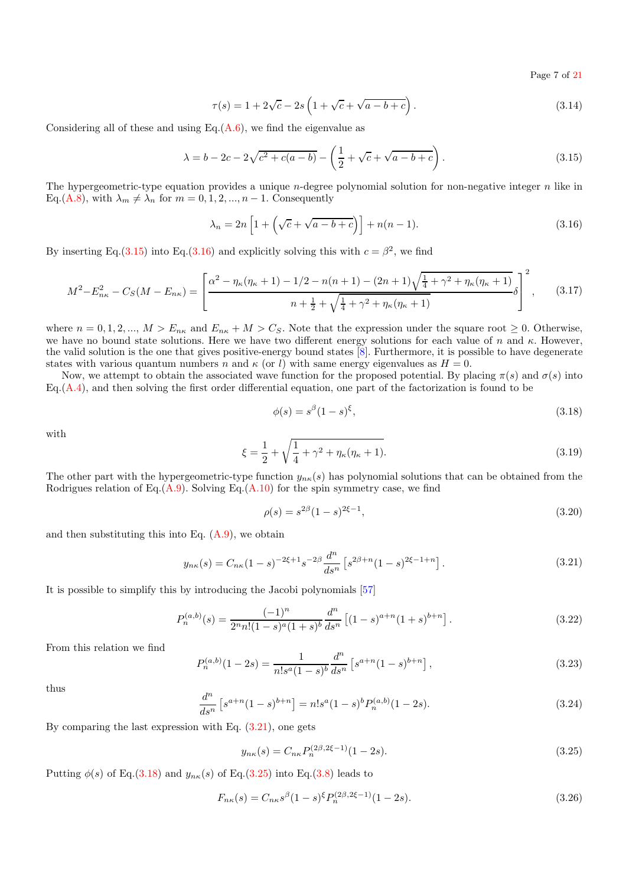$$\tau(s) = 1 + 2\sqrt{c} - 2s\left(1 + \sqrt{c} + \sqrt{a-b+c}\right). \tag{3.14}$$

Considering all of these and using Eq.(A.6), we find the eigenvalue as

$$\lambda = b - 2c - 2\sqrt{c^2 + c(a-b)} - \left(\frac{1}{2} + \sqrt{c} + \sqrt{a-b+c}\right). \tag{3.15}$$

The hypergeometric-type equation provides a unique $n$-degree polynomial solution for non-negative integer $n$ like in Eq.(A.8), with $\lambda_m \neq \lambda_n$ for $m = 0, 1, 2, ..., n-1$. Consequently

$$\lambda_n = 2n\left[1 + \left(\sqrt{c} + \sqrt{a-b+c}\right)\right] + n(n-1). \tag{3.16}$$

By inserting Eq.(3.15) into Eq.(3.16) and explicitly solving this with $c = \beta^2$, we find

$$M^2 - E_{n\kappa}^2 - C_S(M - E_{n\kappa}) = \left[\frac{\alpha^2 - \eta_\kappa(\eta_\kappa+1) - 1/2 - n(n+1) - (2n+1)\sqrt{\frac{1}{4} + \gamma^2 + \eta_\kappa(\eta_\kappa+1)}}{n + \frac{1}{2} + \sqrt{\frac{1}{4} + \gamma^2 + \eta_\kappa(\eta_\kappa+1)}}\delta\right]^2, \tag{3.17}$$

where $n = 0, 1, 2, ...,$ $M > E_{n\kappa}$ and $E_{n\kappa} + M > C_S$. Note that the expression under the square root $\geq 0$. Otherwise, we have no bound state solutions. Here we have two different energy solutions for each value of $n$ and $\kappa$. However, the valid solution is the one that gives positive-energy bound states [8]. Furthermore, it is possible to have degenerate states with various quantum numbers $n$ and $\kappa$ (or $l$) with same energy eigenvalues as $H = 0$.

Now, we attempt to obtain the associated wave function for the proposed potential. By placing $\pi(s)$ and $\sigma(s)$ into Eq.(A.4), and then solving the first order differential equation, one part of the factorization is found to be

$$\phi(s) = s^\beta(1-s)^\xi, \tag{3.18}$$

with

$$\xi = \frac{1}{2} + \sqrt{\frac{1}{4} + \gamma^2 + \eta_\kappa(\eta_\kappa+1)}. \tag{3.19}$$

The other part with the hypergeometric-type function $y_{n\kappa}(s)$ has polynomial solutions that can be obtained from the Rodrigues relation of Eq.(A.9). Solving Eq.(A.10) for the spin symmetry case, we find

$$\rho(s) = s^{2\beta}(1-s)^{2\xi-1}, \tag{3.20}$$

and then substituting this into Eq. (A.9), we obtain

$$y_{n\kappa}(s) = C_{n\kappa}(1-s)^{-2\xi+1}s^{-2\beta}\frac{d^n}{ds^n}\left[s^{2\beta+n}(1-s)^{2\xi-1+n}\right]. \tag{3.21}$$

It is possible to simplify this by introducing the Jacobi polynomials [57]

$$P_n^{(a,b)}(s) = \frac{(-1)^n}{2^n n!(1-s)^a(1+s)^b}\frac{d^n}{ds^n}\left[(1-s)^{a+n}(1+s)^{b+n}\right]. \tag{3.22}$$

From this relation we find

$$P_n^{(a,b)}(1-2s) = \frac{1}{n! s^a(1-s)^b}\frac{d^n}{ds^n}\left[s^{a+n}(1-s)^{b+n}\right], \tag{3.23}$$

thus

$$\frac{d^n}{ds^n}\left[s^{a+n}(1-s)^{b+n}\right] = n! s^a(1-s)^b P_n^{(a,b)}(1-2s). \tag{3.24}$$

By comparing the last expression with Eq. (3.21), one gets

$$y_{n\kappa}(s) = C_{n\kappa}P_n^{(2\beta, 2\xi-1)}(1-2s). \tag{3.25}$$

Putting $\phi(s)$ of Eq.(3.18) and $y_{n\kappa}(s)$ of Eq.(3.25) into Eq.(3.8) leads to

$$F_{n\kappa}(s) = C_{n\kappa}s^\beta(1-s)^\xi P_n^{(2\beta, 2\xi-1)}(1-2s). \tag{3.26}$$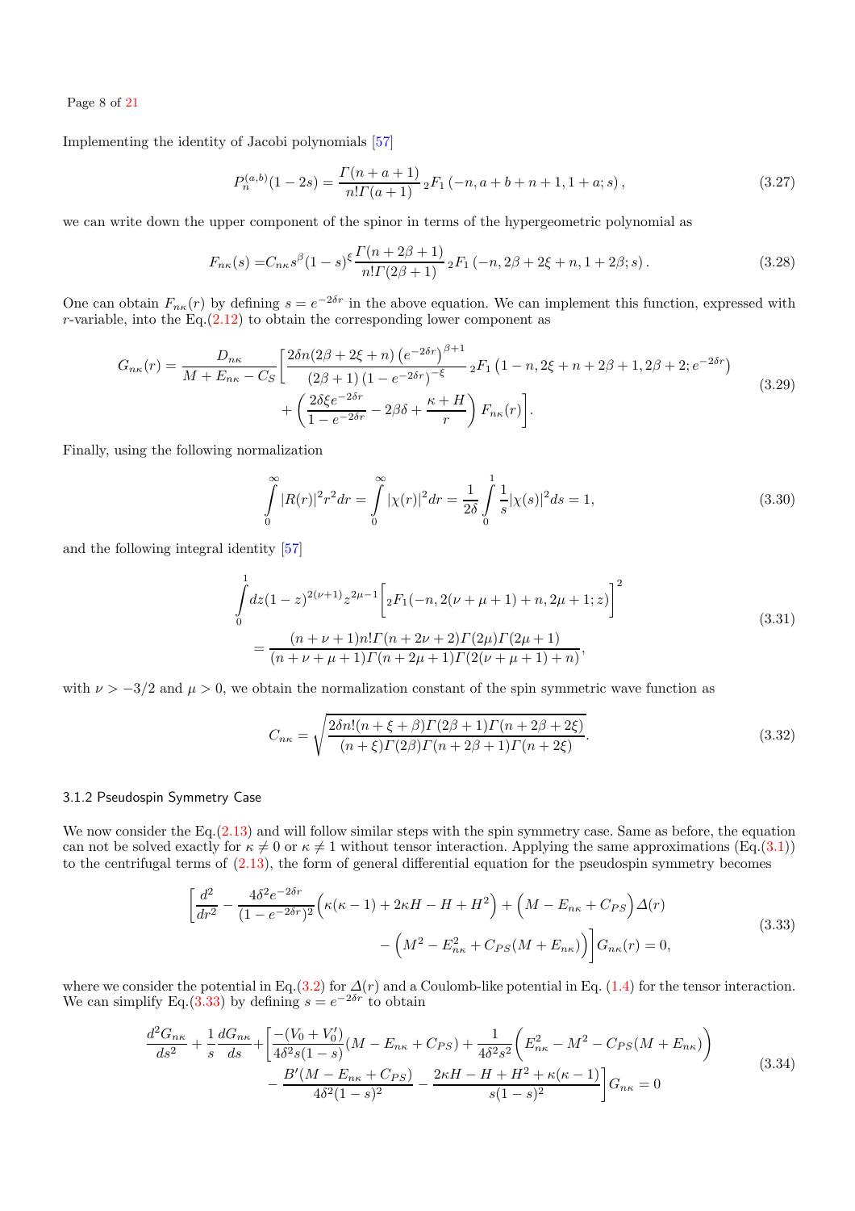Implementing the identity of Jacobi polynomials [57]

$$P_n^{(a,b)}(1-2s) = \frac{\Gamma(n+a+1)}{n!\Gamma(a+1)}\,{}_2F_1\left(-n, a+b+n+1, 1+a; s\right), \tag{3.27}$$

we can write down the upper component of the spinor in terms of the hypergeometric polynomial as

$$F_{n\kappa}(s) = C_{n\kappa} s^{\beta}(1-s)^{\xi}\frac{\Gamma(n+2\beta+1)}{n!\Gamma(2\beta+1)}\,{}_2F_1\left(-n, 2\beta+2\xi+n, 1+2\beta; s\right). \tag{3.28}$$

One can obtain $F_{n\kappa}(r)$ by defining $s = e^{-2\delta r}$ in the above equation. We can implement this function, expressed with $r$-variable, into the Eq.(2.12) to obtain the corresponding lower component as

$$\begin{aligned} G_{n\kappa}(r) = \frac{D_{n\kappa}}{M+E_{n\kappa}-C_S}\Bigg[&\frac{2\delta n(2\beta+2\xi+n)\left(e^{-2\delta r}\right)^{\beta+1}}{(2\beta+1)\left(1-e^{-2\delta r}\right)^{-\xi}}\,{}_2F_1\left(1-n, 2\xi+n+2\beta+1, 2\beta+2; e^{-2\delta r}\right) \\ &+\left(\frac{2\delta\xi e^{-2\delta r}}{1-e^{-2\delta r}} - 2\beta\delta + \frac{\kappa+H}{r}\right)F_{n\kappa}(r)\Bigg]. \end{aligned} \tag{3.29}$$

Finally, using the following normalization

$$\int_0^\infty |R(r)|^2 r^2 dr = \int_0^\infty |\chi(r)|^2 dr = \frac{1}{2\delta}\int_0^1 \frac{1}{s}|\chi(s)|^2 ds = 1, \tag{3.30}$$

and the following integral identity [57]

$$\begin{aligned} &\int_0^1 dz(1-z)^{2(\nu+1)}z^{2\mu-1}\Big[{}_2F_1(-n, 2(\nu+\mu+1)+n, 2\mu+1; z)\Big]^2 \\ &= \frac{(n+\nu+1)n!\Gamma(n+2\nu+2)\Gamma(2\mu)\Gamma(2\mu+1)}{(n+\nu+\mu+1)\Gamma(n+2\mu+1)\Gamma(2(\nu+\mu+1)+n)}, \end{aligned} \tag{3.31}$$

with $\nu > -3/2$ and $\mu > 0$, we obtain the normalization constant of the spin symmetric wave function as

$$C_{n\kappa} = \sqrt{\frac{2\delta n!(n+\xi+\beta)\Gamma(2\beta+1)\Gamma(n+2\beta+2\xi)}{(n+\xi)\Gamma(2\beta)\Gamma(n+2\beta+1)\Gamma(n+2\xi)}}. \tag{3.32}$$

### 3.1.2 Pseudospin Symmetry Case

We now consider the Eq.(2.13) and will follow similar steps with the spin symmetry case. Same as before, the equation can not be solved exactly for $\kappa \neq 0$ or $\kappa \neq 1$ without tensor interaction. Applying the same approximations (Eq.(3.1)) to the centrifugal terms of (2.13), the form of general differential equation for the pseudospin symmetry becomes

$$\begin{aligned} \Bigg[\frac{d^2}{dr^2} - \frac{4\delta^2 e^{-2\delta r}}{(1-e^{-2\delta r})^2}\Big(\kappa(\kappa-1)+2\kappa H - H + H^2\Big) + \Big(M - E_{n\kappa} + C_{PS}\Big)\Delta(r) \\ - \Big(M^2 - E_{n\kappa}^2 + C_{PS}(M+E_{n\kappa})\Big)\Bigg]G_{n\kappa}(r) = 0, \end{aligned} \tag{3.33}$$

where we consider the potential in Eq.(3.2) for $\Delta(r)$ and a Coulomb-like potential in Eq. (1.4) for the tensor interaction. We can simplify Eq.(3.33) by defining $s = e^{-2\delta r}$ to obtain

$$\begin{aligned} \frac{d^2G_{n\kappa}}{ds^2} + \frac{1}{s}\frac{dG_{n\kappa}}{ds} + \Bigg[&\frac{-(V_0+V_0')}{4\delta^2 s(1-s)}(M-E_{n\kappa}+C_{PS}) + \frac{1}{4\delta^2 s^2}\Big(E_{n\kappa}^2 - M^2 - C_{PS}(M+E_{n\kappa})\Big) \\ &- \frac{B'(M-E_{n\kappa}+C_{PS})}{4\delta^2(1-s)^2} - \frac{2\kappa H - H + H^2 + \kappa(\kappa-1)}{s(1-s)^2}\Bigg]G_{n\kappa} = 0 \end{aligned} \tag{3.34}$$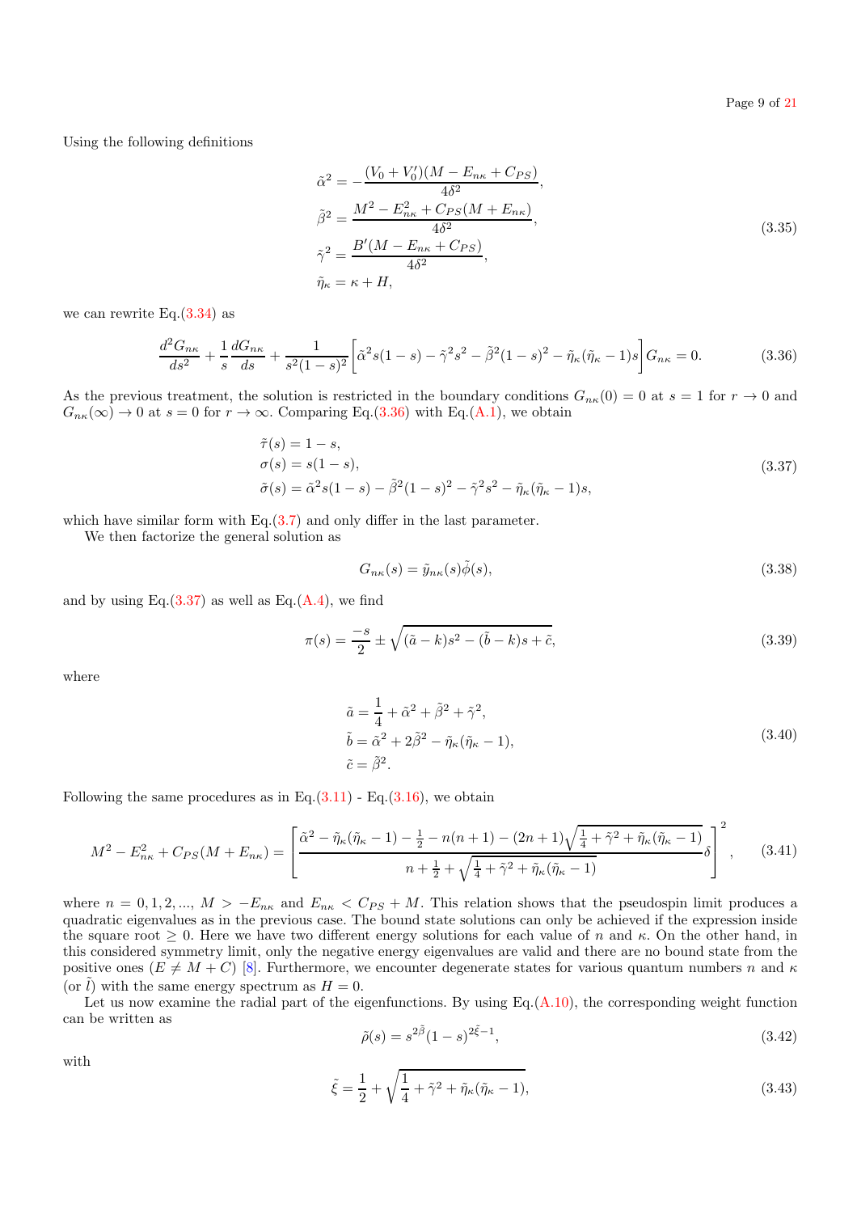Using the following definitions

$$
\begin{aligned}
\tilde{\alpha}^2 &= -\frac{(V_0 + V_0')(M - E_{n\kappa} + C_{PS})}{4\delta^2}, \\
\tilde{\beta}^2 &= \frac{M^2 - E_{n\kappa}^2 + C_{PS}(M + E_{n\kappa})}{4\delta^2}, \\
\tilde{\gamma}^2 &= \frac{B'(M - E_{n\kappa} + C_{PS})}{4\delta^2}, \\
\tilde{\eta}_\kappa &= \kappa + H,
\end{aligned}
\tag{3.35}
$$

we can rewrite Eq.(3.34) as

$$
\frac{d^2 G_{n\kappa}}{ds^2} + \frac{1}{s}\frac{dG_{n\kappa}}{ds} + \frac{1}{s^2(1-s)^2}\Big[\tilde{\alpha}^2 s(1-s) - \tilde{\gamma}^2 s^2 - \tilde{\beta}^2(1-s)^2 - \tilde{\eta}_\kappa(\tilde{\eta}_\kappa - 1)s\Big] G_{n\kappa} = 0. \tag{3.36}
$$

As the previous treatment, the solution is restricted in the boundary conditions $G_{n\kappa}(0) = 0$ at $s = 1$ for $r \to 0$ and $G_{n\kappa}(\infty) \to 0$ at $s = 0$ for $r \to \infty$. Comparing Eq.(3.36) with Eq.(A.1), we obtain

$$
\begin{aligned}
\tilde{\tau}(s) &= 1 - s, \\
\sigma(s) &= s(1-s), \\
\tilde{\sigma}(s) &= \tilde{\alpha}^2 s(1-s) - \tilde{\beta}^2(1-s)^2 - \tilde{\gamma}^2 s^2 - \tilde{\eta}_\kappa(\tilde{\eta}_\kappa - 1)s,
\end{aligned}
\tag{3.37}
$$

which have similar form with Eq.(3.7) and only differ in the last parameter.

We then factorize the general solution as

$$
G_{n\kappa}(s) = \tilde{y}_{n\kappa}(s)\tilde{\phi}(s), \tag{3.38}
$$

and by using Eq.(3.37) as well as Eq.(A.4), we find

$$
\pi(s) = \frac{-s}{2} \pm \sqrt{(\tilde{a} - k)s^2 - (\tilde{b} - k)s + \tilde{c}}, \tag{3.39}
$$

where

$$
\begin{aligned}
\tilde{a} &= \frac{1}{4} + \tilde{\alpha}^2 + \tilde{\beta}^2 + \tilde{\gamma}^2, \\
\tilde{b} &= \tilde{\alpha}^2 + 2\tilde{\beta}^2 - \tilde{\eta}_\kappa(\tilde{\eta}_\kappa - 1), \\
\tilde{c} &= \tilde{\beta}^2.
\end{aligned}
\tag{3.40}
$$

Following the same procedures as in Eq.(3.11) - Eq.(3.16), we obtain

$$
M^2 - E_{n\kappa}^2 + C_{PS}(M + E_{n\kappa}) = \left[\frac{\tilde{\alpha}^2 - \tilde{\eta}_\kappa(\tilde{\eta}_\kappa - 1) - \frac{1}{2} - n(n+1) - (2n+1)\sqrt{\frac{1}{4} + \tilde{\gamma}^2 + \tilde{\eta}_\kappa(\tilde{\eta}_\kappa - 1)}}{n + \frac{1}{2} + \sqrt{\frac{1}{4} + \tilde{\gamma}^2 + \tilde{\eta}_\kappa(\tilde{\eta}_\kappa - 1)}}\delta\right]^2, \tag{3.41}
$$

where $n = 0, 1, 2, ...$, $M > -E_{n\kappa}$ and $E_{n\kappa} < C_{PS} + M$. This relation shows that the pseudospin limit produces a quadratic eigenvalues as in the previous case. The bound state solutions can only be achieved if the expression inside the square root $\geq 0$. Here we have two different energy solutions for each value of $n$ and $\kappa$. On the other hand, in this considered symmetry limit, only the negative energy eigenvalues are valid and there are no bound state from the positive ones ($E \neq M + C$) [8]. Furthermore, we encounter degenerate states for various quantum numbers $n$ and $\kappa$ (or $\tilde{l}$) with the same energy spectrum as $H = 0$.

Let us now examine the radial part of the eigenfunctions. By using Eq.(A.10), the corresponding weight function can be written as

$$
\tilde{\rho}(s) = s^{2\tilde{\beta}}(1-s)^{2\tilde{\xi}-1}, \tag{3.42}
$$

with

$$
\tilde{\xi} = \frac{1}{2} + \sqrt{\frac{1}{4} + \tilde{\gamma}^2 + \tilde{\eta}_\kappa(\tilde{\eta}_\kappa - 1)}, \tag{3.43}
$$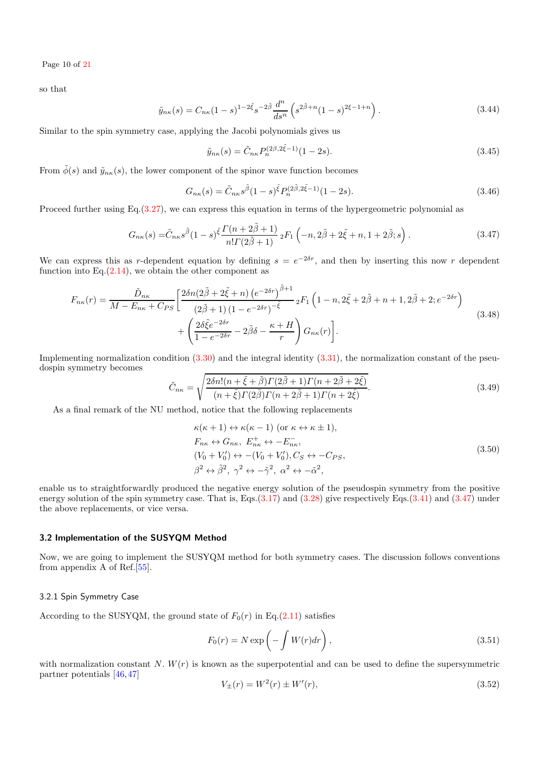so that

$$\tilde{y}_{n\kappa}(s) = C_{n\kappa}(1-s)^{1-2\tilde{\xi}} s^{-2\tilde{\beta}} \frac{d^n}{ds^n}\left(s^{2\tilde{\beta}+n}(1-s)^{2\xi-1+n}\right). \tag{3.44}$$

Similar to the spin symmetry case, applying the Jacobi polynomials gives us

$$\tilde{y}_{n\kappa}(s) = \tilde{C}_{n\kappa} P_n^{(2\beta, 2\tilde{\xi}-1)}(1-2s). \tag{3.45}$$

From $\tilde{\phi}(s)$ and $\tilde{y}_{n\kappa}(s)$, the lower component of the spinor wave function becomes

$$G_{n\kappa}(s) = \tilde{C}_{n\kappa} s^{\tilde{\beta}}(1-s)^{\tilde{\xi}} P_n^{(2\tilde{\beta}, 2\tilde{\xi}-1)}(1-2s). \tag{3.46}$$

Proceed further using Eq.(3.27), we can express this equation in terms of the hypergeometric polynomial as

$$G_{n\kappa}(s) = \tilde{C}_{n\kappa} s^{\tilde{\beta}}(1-s)^{\tilde{\xi}} \frac{\Gamma(n+2\tilde{\beta}+1)}{n!\Gamma(2\tilde{\beta}+1)}\, {}_2F_1\left(-n, 2\tilde{\beta}+2\tilde{\xi}+n, 1+2\tilde{\beta}; s\right). \tag{3.47}$$

We can express this as $r$-dependent equation by defining $s = e^{-2\delta r}$, and then by inserting this now $r$ dependent function into Eq.(2.14), we obtain the other component as

$$\begin{aligned} F_{n\kappa}(r) = \frac{\tilde{D}_{n\kappa}}{M - E_{n\kappa} + C_{PS}} \Bigg[ & \frac{2\delta n(2\tilde{\beta}+2\tilde{\xi}+n)\left(e^{-2\delta r}\right)^{\tilde{\beta}+1}}{(2\tilde{\beta}+1)\left(1-e^{-2\delta r}\right)^{-\tilde{\xi}}}\, {}_2F_1\left(1-n, 2\tilde{\xi}+2\tilde{\beta}+n+1, 2\tilde{\beta}+2; e^{-2\delta r}\right) \\ & + \left(\frac{2\delta\tilde{\xi}e^{-2\delta r}}{1-e^{-2\delta r}} - 2\tilde{\beta}\delta - \frac{\kappa+H}{r}\right) G_{n\kappa}(r)\Bigg]. \end{aligned} \tag{3.48}$$

Implementing normalization condition (3.30) and the integral identity (3.31), the normalization constant of the pseudospin symmetry becomes

$$\tilde{C}_{n\kappa} = \sqrt{\frac{2\delta n!(n+\tilde{\xi}+\tilde{\beta})\Gamma(2\tilde{\beta}+1)\Gamma(n+2\tilde{\beta}+2\tilde{\xi})}{(n+\tilde{\xi})\Gamma(2\tilde{\beta})\Gamma(n+2\tilde{\beta}+1)\Gamma(n+2\tilde{\xi})}}. \tag{3.49}$$

As a final remark of the NU method, notice that the following replacements

$$\begin{aligned} &\kappa(\kappa+1) \leftrightarrow \kappa(\kappa-1) \text{ (or } \kappa \leftrightarrow \kappa \pm 1), \\ &F_{n\kappa} \leftrightarrow G_{n\kappa},\ E^+_{n\kappa} \leftrightarrow -E^-_{n\kappa}, \\ &(V_0+V_0') \leftrightarrow -(V_0+V_0'), C_S \leftrightarrow -C_{PS}, \\ &\beta^2 \leftrightarrow \tilde{\beta}^2,\ \gamma^2 \leftrightarrow -\tilde{\gamma}^2,\ \alpha^2 \leftrightarrow -\tilde{\alpha}^2, \end{aligned} \tag{3.50}$$

enable us to straightforwardly produced the negative energy solution of the pseudospin symmetry from the positive energy solution of the spin symmetry case. That is, Eqs.(3.17) and (3.28) give respectively Eqs.(3.41) and (3.47) under the above replacements, or vice versa.

### 3.2 Implementation of the SUSYQM Method

Now, we are going to implement the SUSYQM method for both symmetry cases. The discussion follows conventions from appendix A of Ref.[55].

#### 3.2.1 Spin Symmetry Case

According to the SUSYQM, the ground state of $F_0(r)$ in Eq.(2.11) satisfies

$$F_0(r) = N\exp\left(-\int W(r)dr\right), \tag{3.51}$$

with normalization constant $N$. $W(r)$ is known as the superpotential and can be used to define the supersymmetric partner potentials [46,47]

$$V_{\pm}(r) = W^2(r) \pm W'(r), \tag{3.52}$$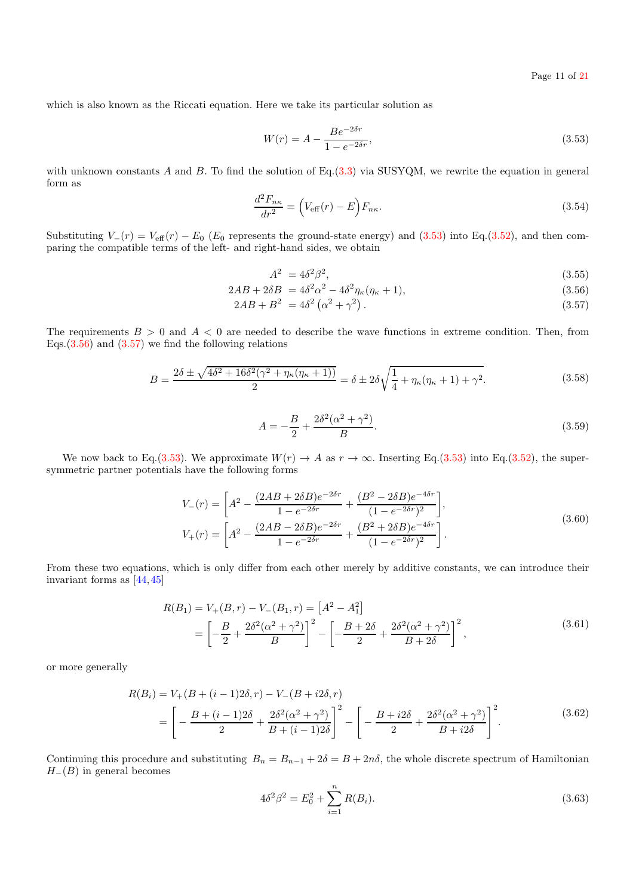which is also known as the Riccati equation. Here we take its particular solution as

$$W(r) = A - \frac{Be^{-2\delta r}}{1-e^{-2\delta r}}, \tag{3.53}$$

with unknown constants $A$ and $B$. To find the solution of Eq.(3.3) via SUSYQM, we rewrite the equation in general form as

$$\frac{d^2 F_{n\kappa}}{dr^2} = \Big(V_{\rm eff}(r) - E\Big) F_{n\kappa}. \tag{3.54}$$

Substituting $V_-(r) = V_{\rm eff}(r) - E_0$ ($E_0$ represents the ground-state energy) and (3.53) into Eq.(3.52), and then comparing the compatible terms of the left- and right-hand sides, we obtain

$$A^2 = 4\delta^2\beta^2, \tag{3.55}$$

$$2AB + 2\delta B = 4\delta^2\alpha^2 - 4\delta^2\eta_\kappa(\eta_\kappa+1), \tag{3.56}$$

$$2AB + B^2 = 4\delta^2\left(\alpha^2+\gamma^2\right). \tag{3.57}$$

The requirements $B > 0$ and $A < 0$ are needed to describe the wave functions in extreme condition. Then, from Eqs.(3.56) and (3.57) we find the following relations

$$B = \frac{2\delta \pm \sqrt{4\delta^2 + 16\delta^2(\gamma^2 + \eta_\kappa(\eta_\kappa+1))}}{2} = \delta \pm 2\delta\sqrt{\frac{1}{4} + \eta_\kappa(\eta_\kappa+1) + \gamma^2}. \tag{3.58}$$

$$A = -\frac{B}{2} + \frac{2\delta^2(\alpha^2+\gamma^2)}{B}. \tag{3.59}$$

We now back to Eq.(3.53). We approximate $W(r) \to A$ as $r \to \infty$. Inserting Eq.(3.53) into Eq.(3.52), the supersymmetric partner potentials have the following forms

$$\begin{aligned} V_-(r) &= \left[A^2 - \frac{(2AB+2\delta B)e^{-2\delta r}}{1-e^{-2\delta r}} + \frac{(B^2 - 2\delta B)e^{-4\delta r}}{(1-e^{-2\delta r})^2}\right], \\ V_+(r) &= \left[A^2 - \frac{(2AB-2\delta B)e^{-2\delta r}}{1-e^{-2\delta r}} + \frac{(B^2 + 2\delta B)e^{-4\delta r}}{(1-e^{-2\delta r})^2}\right]. \end{aligned} \tag{3.60}$$

From these two equations, which is only differ from each other merely by additive constants, we can introduce their invariant forms as [44, 45]

$$\begin{aligned} R(B_1) &= V_+(B,r) - V_-(B_1,r) = \left[A^2 - A_1^2\right] \\ &= \left[-\frac{B}{2} + \frac{2\delta^2(\alpha^2+\gamma^2)}{B}\right]^2 - \left[-\frac{B+2\delta}{2} + \frac{2\delta^2(\alpha^2+\gamma^2)}{B+2\delta}\right]^2, \end{aligned} \tag{3.61}$$

or more generally

$$\begin{aligned} R(B_i) &= V_+(B+(i-1)2\delta, r) - V_-(B+i2\delta, r) \\ &= \left[-\frac{B+(i-1)2\delta}{2} + \frac{2\delta^2(\alpha^2+\gamma^2)}{B+(i-1)2\delta}\right]^2 - \left[-\frac{B+i2\delta}{2} + \frac{2\delta^2(\alpha^2+\gamma^2)}{B+i2\delta}\right]^2. \end{aligned} \tag{3.62}$$

Continuing this procedure and substituting $B_n = B_{n-1} + 2\delta = B + 2n\delta$, the whole discrete spectrum of Hamiltonian $H_-(B)$ in general becomes

$$4\delta^2\beta^2 = E_0^2 + \sum_{i=1}^{n} R(B_i). \tag{3.63}$$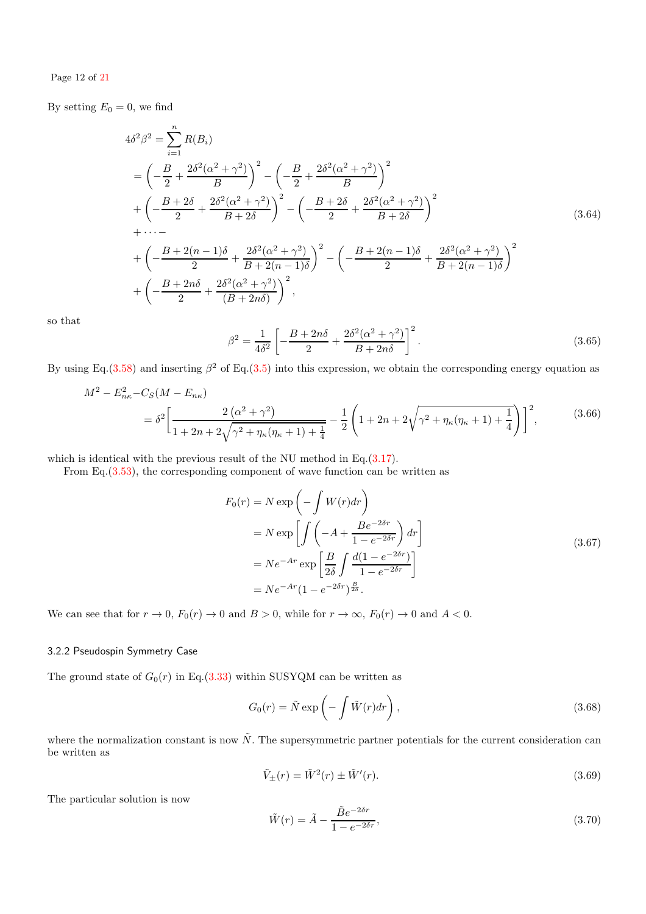By setting $E_0 = 0$, we find

$$
\begin{aligned}
4\delta^2\beta^2 &= \sum_{i=1}^{n} R(B_i) \\
&= \left(-\frac{B}{2} + \frac{2\delta^2(\alpha^2+\gamma^2)}{B}\right)^2 - \left(-\frac{B}{2} + \frac{2\delta^2(\alpha^2+\gamma^2)}{B}\right)^2 \\
&+ \left(-\frac{B+2\delta}{2} + \frac{2\delta^2(\alpha^2+\gamma^2)}{B+2\delta}\right)^2 - \left(-\frac{B+2\delta}{2} + \frac{2\delta^2(\alpha^2+\gamma^2)}{B+2\delta}\right)^2 \\
&+ \cdots - \\
&+ \left(-\frac{B+2(n-1)\delta}{2} + \frac{2\delta^2(\alpha^2+\gamma^2)}{B+2(n-1)\delta}\right)^2 - \left(-\frac{B+2(n-1)\delta}{2} + \frac{2\delta^2(\alpha^2+\gamma^2)}{B+2(n-1)\delta}\right)^2 \\
&+ \left(-\frac{B+2n\delta}{2} + \frac{2\delta^2(\alpha^2+\gamma^2)}{(B+2n\delta)}\right)^2,
\end{aligned}
\tag{3.64}
$$

so that

$$
\beta^2 = \frac{1}{4\delta^2}\left[-\frac{B+2n\delta}{2} + \frac{2\delta^2(\alpha^2+\gamma^2)}{B+2n\delta}\right]^2. \tag{3.65}
$$

By using Eq.(3.58) and inserting $\beta^2$ of Eq.(3.5) into this expression, we obtain the corresponding energy equation as

$$
\begin{aligned}
M^2 - E_{n\kappa}^2 - &C_S(M - E_{n\kappa}) \\
&= \delta^2\left[\frac{2\left(\alpha^2+\gamma^2\right)}{1+2n+2\sqrt{\gamma^2+\eta_\kappa(\eta_\kappa+1)+\frac{1}{4}}} - \frac{1}{2}\left(1+2n+2\sqrt{\gamma^2+\eta_\kappa(\eta_\kappa+1)+\frac{1}{4}}\right)\right]^2,
\end{aligned}
\tag{3.66}
$$

which is identical with the previous result of the NU method in Eq.(3.17).

From Eq.(3.53), the corresponding component of wave function can be written as

$$
\begin{aligned}
F_0(r) &= N\exp\left(-\int W(r)dr\right) \\
&= N\exp\left[\int\left(-A + \frac{Be^{-2\delta r}}{1-e^{-2\delta r}}\right)dr\right] \\
&= Ne^{-Ar}\exp\left[\frac{B}{2\delta}\int\frac{d(1-e^{-2\delta r})}{1-e^{-2\delta r}}\right] \\
&= Ne^{-Ar}(1-e^{-2\delta r})^{\frac{B}{2\delta}}.
\end{aligned}
\tag{3.67}
$$

We can see that for $r \to 0$, $F_0(r) \to 0$ and $B > 0$, while for $r \to \infty$, $F_0(r) \to 0$ and $A < 0$.

### 3.2.2 Pseudospin Symmetry Case

The ground state of $G_0(r)$ in Eq.(3.33) within SUSYQM can be written as

$$
G_0(r) = \tilde{N}\exp\left(-\int\tilde{W}(r)dr\right), \tag{3.68}
$$

where the normalization constant is now $\tilde{N}$. The supersymmetric partner potentials for the current consideration can be written as

$$
\tilde{V}_\pm(r) = \tilde{W}^2(r) \pm \tilde{W}'(r). \tag{3.69}
$$

The particular solution is now

$$
\tilde{W}(r) = \tilde{A} - \frac{\tilde{B}e^{-2\delta r}}{1-e^{-2\delta r}}, \tag{3.70}
$$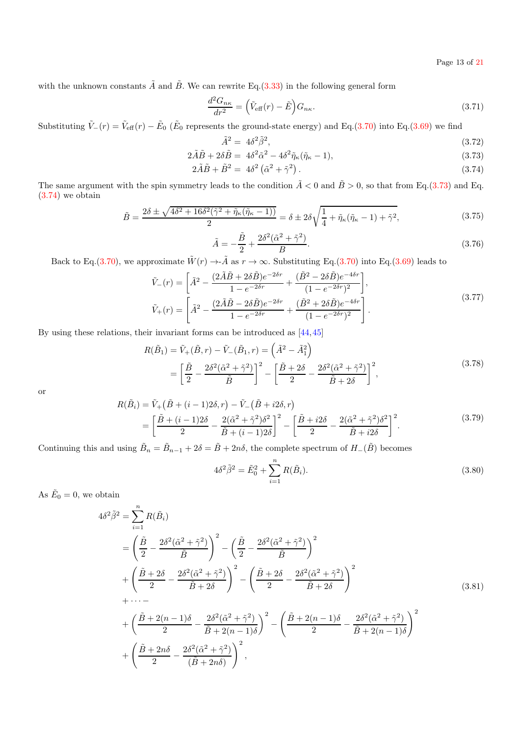with the unknown constants $\tilde{A}$ and $\tilde{B}$. We can rewrite Eq.(3.33) in the following general form

$$\frac{d^2 G_{n\kappa}}{dr^2} = \left(\tilde{V}_{\rm eff}(r) - \tilde{E}\right) G_{n\kappa}. \tag{3.71}$$

Substituting $\tilde{V}_-(r) = \tilde{V}_{\rm eff}(r) - \tilde{E}_0$ ($\tilde{E}_0$ represents the ground-state energy) and Eq.(3.70) into Eq.(3.69) we find

$$\tilde{A}^2 = 4\delta^2\tilde{\beta}^2, \tag{3.72}$$

$$2\tilde{A}\tilde{B} + 2\delta\tilde{B} = 4\delta^2\tilde{\alpha}^2 - 4\delta^2\tilde{\eta}_\kappa(\tilde{\eta}_\kappa - 1), \tag{3.73}$$

$$2\tilde{A}\tilde{B} + \tilde{B}^2 = 4\delta^2\left(\tilde{\alpha}^2 + \tilde{\gamma}^2\right). \tag{3.74}$$

The same argument with the spin symmetry leads to the condition $\tilde{A} < 0$ and $\tilde{B} > 0$, so that from Eq.(3.73) and Eq. (3.74) we obtain

$$\tilde{B} = \frac{2\delta \pm \sqrt{4\delta^2 + 16\delta^2(\tilde{\gamma}^2 + \tilde{\eta}_\kappa(\tilde{\eta}_\kappa - 1))}}{2} = \delta \pm 2\delta\sqrt{\frac{1}{4} + \tilde{\eta}_\kappa(\tilde{\eta}_\kappa - 1) + \tilde{\gamma}^2}, \tag{3.75}$$

$$\tilde{A} = -\frac{\tilde{B}}{2} + \frac{2\delta^2(\tilde{\alpha}^2 + \tilde{\gamma}^2)}{B}. \tag{3.76}$$

Back to Eq.(3.70), we approximate $\tilde{W}(r) \to$-$\tilde{A}$ as $r \to \infty$. Substituting Eq.(3.70) into Eq.(3.69) leads to

$$\begin{aligned}
\tilde{V}_-(r) &= \left[\tilde{A}^2 - \frac{(2\tilde{A}\tilde{B} + 2\delta\tilde{B})e^{-2\delta r}}{1 - e^{-2\delta r}} + \frac{(\tilde{B}^2 - 2\delta\tilde{B})e^{-4\delta r}}{(1 - e^{-2\delta r})^2}\right], \\
\tilde{V}_+(r) &= \left[\tilde{A}^2 - \frac{(2\tilde{A}\tilde{B} - 2\delta\tilde{B})e^{-2\delta r}}{1 - e^{-2\delta r}} + \frac{(\tilde{B}^2 + 2\delta\tilde{B})e^{-4\delta r}}{(1 - e^{-2\delta r})^2}\right].
\end{aligned} \tag{3.77}$$

By using these relations, their invariant forms can be introduced as [44,45]

$$\begin{aligned}
R(\tilde{B}_1) &= \tilde{V}_+(\tilde{B}, r) - \tilde{V}_-(\tilde{B}_1, r) = \left(\tilde{A}^2 - \tilde{A}_1^2\right) \\
&= \left[\frac{\tilde{B}}{2} - \frac{2\delta^2(\tilde{\alpha}^2 + \tilde{\gamma}^2)}{\tilde{B}}\right]^2 - \left[\frac{\tilde{B} + 2\delta}{2} - \frac{2\delta^2(\tilde{\alpha}^2 + \tilde{\gamma}^2)}{\tilde{B} + 2\delta}\right]^2,
\end{aligned} \tag{3.78}$$

or

$$\begin{aligned}
R(\tilde{B}_i) &= \tilde{V}_+\big(\tilde{B} + (i-1)2\delta, r\big) - \tilde{V}_-\big(\tilde{B} + i2\delta, r\big) \\
&= \left[\frac{\tilde{B} + (i-1)2\delta}{2} - \frac{2(\tilde{\alpha}^2 + \tilde{\gamma}^2)\delta^2}{\tilde{B} + (i-1)2\delta}\right]^2 - \left[\frac{\tilde{B} + i2\delta}{2} - \frac{2(\tilde{\alpha}^2 + \tilde{\gamma}^2)\delta^2}{\tilde{B} + i2\delta}\right]^2.
\end{aligned} \tag{3.79}$$

Continuing this and using $\tilde{B}_n = \tilde{B}_{n-1} + 2\delta = \tilde{B} + 2n\delta$, the complete spectrum of $H_-(\tilde{B})$ becomes

$$4\delta^2\tilde{\beta}^2 = \tilde{E}_0^2 + \sum_{i=1}^{n} R(\tilde{B}_i). \tag{3.80}$$

As $\tilde{E}_0 = 0$, we obtain

$$\begin{aligned}
4\delta^2\tilde{\beta}^2 &= \sum_{i=1}^{n} R(\tilde{B}_i) \\
&= \left(\frac{\tilde{B}}{2} - \frac{2\delta^2(\tilde{\alpha}^2 + \tilde{\gamma}^2)}{\tilde{B}}\right)^2 - \left(\frac{\tilde{B}}{2} - \frac{2\delta^2(\tilde{\alpha}^2 + \tilde{\gamma}^2)}{\tilde{B}}\right)^2 \\
&+ \left(\frac{\tilde{B} + 2\delta}{2} - \frac{2\delta^2(\tilde{\alpha}^2 + \tilde{\gamma}^2)}{\tilde{B} + 2\delta}\right)^2 - \left(\frac{\tilde{B} + 2\delta}{2} - \frac{2\delta^2(\tilde{\alpha}^2 + \tilde{\gamma}^2)}{\tilde{B} + 2\delta}\right)^2 \\
&+ \cdots - \\
&+ \left(\frac{\tilde{B} + 2(n-1)\delta}{2} - \frac{2\delta^2(\tilde{\alpha}^2 + \tilde{\gamma}^2)}{\tilde{B} + 2(n-1)\delta}\right)^2 - \left(\frac{\tilde{B} + 2(n-1)\delta}{2} - \frac{2\delta^2(\tilde{\alpha}^2 + \tilde{\gamma}^2)}{\tilde{B} + 2(n-1)\delta}\right)^2 \\
&+ \left(\frac{\tilde{B} + 2n\delta}{2} - \frac{2\delta^2(\tilde{\alpha}^2 + \tilde{\gamma}^2)}{(\tilde{B} + 2n\delta)}\right)^2,
\end{aligned} \tag{3.81}$$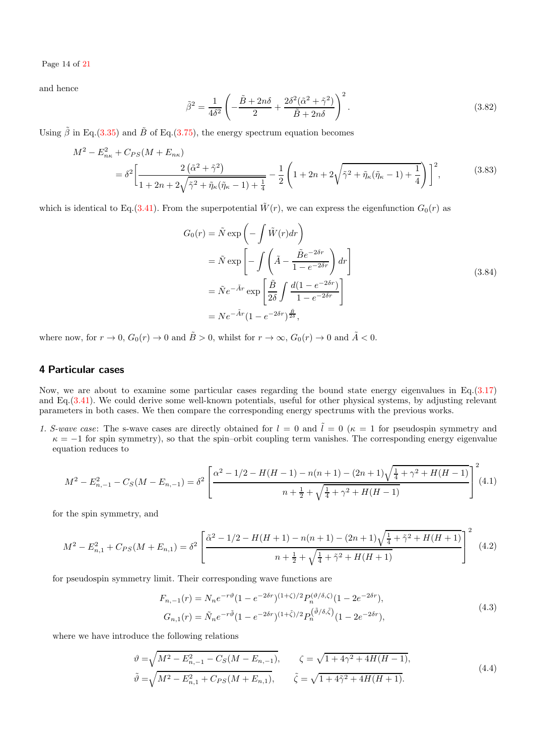and hence

$$\tilde{\beta}^2 = \frac{1}{4\delta^2}\left(-\frac{\tilde{B}+2n\delta}{2} + \frac{2\delta^2(\tilde{\alpha}^2+\tilde{\gamma}^2)}{\tilde{B}+2n\delta}\right)^2. \tag{3.82}$$

Using $\tilde{\beta}$ in Eq.(3.35) and $\tilde{B}$ of Eq.(3.75), the energy spectrum equation becomes

$$\begin{aligned} M^2 - E_{n\kappa}^2 &+ C_{PS}(M+E_{n\kappa}) \\ &= \delta^2\Bigg[\frac{2\left(\tilde{\alpha}^2+\tilde{\gamma}^2\right)}{1+2n+2\sqrt{\tilde{\gamma}^2+\tilde{\eta}_\kappa(\tilde{\eta}_\kappa-1)+\frac{1}{4}}} - \frac{1}{2}\left(1+2n+2\sqrt{\tilde{\gamma}^2+\tilde{\eta}_\kappa(\tilde{\eta}_\kappa-1)+\frac{1}{4}}\right)\Bigg]^2, \end{aligned} \tag{3.83}$$

which is identical to Eq.(3.41). From the superpotential $\tilde{W}(r)$, we can express the eigenfunction $G_0(r)$ as

$$\begin{aligned} G_0(r) &= \tilde{N}\exp\left(-\int \tilde{W}(r)dr\right) \\ &= \tilde{N}\exp\left[-\int\left(\tilde{A} - \frac{\tilde{B}e^{-2\delta r}}{1-e^{-2\delta r}}\right)dr\right] \\ &= \tilde{N}e^{-\tilde{A}r}\exp\left[\frac{\tilde{B}}{2\delta}\int\frac{d(1-e^{-2\delta r})}{1-e^{-2\delta r}}\right] \\ &= Ne^{-\tilde{A}r}(1-e^{-2\delta r})^{\frac{\tilde{B}}{2\delta}}, \end{aligned} \tag{3.84}$$

where now, for $r \to 0$, $G_0(r) \to 0$ and $\tilde{B} > 0$, whilst for $r \to \infty$, $G_0(r) \to 0$ and $\tilde{A} < 0$.

## 4 Particular cases

Now, we are about to examine some particular cases regarding the bound state energy eigenvalues in Eq.(3.17) and Eq.(3.41). We could derive some well-known potentials, useful for other physical systems, by adjusting relevant parameters in both cases. We then compare the corresponding energy spectrums with the previous works.

1. *S-wave case*: The s-wave cases are directly obtained for $l = 0$ and $\tilde{l} = 0$ ($\kappa = 1$ for pseudospin symmetry and $\kappa = -1$ for spin symmetry), so that the spin–orbit coupling term vanishes. The corresponding energy eigenvalue equation reduces to

$$M^2 - E_{n,-1}^2 - C_S(M - E_{n,-1}) = \delta^2\left[\frac{\alpha^2 - 1/2 - H(H-1) - n(n+1) - (2n+1)\sqrt{\frac{1}{4}+\gamma^2+H(H-1)}}{n+\frac{1}{2}+\sqrt{\frac{1}{4}+\gamma^2+H(H-1)}}\right]^2 \tag{4.1}$$

for the spin symmetry, and

$$M^2 - E_{n,1}^2 + C_{PS}(M + E_{n,1}) = \delta^2\left[\frac{\tilde{\alpha}^2 - 1/2 - H(H+1) - n(n+1) - (2n+1)\sqrt{\frac{1}{4}+\tilde{\gamma}^2+H(H+1)}}{n+\frac{1}{2}+\sqrt{\frac{1}{4}+\tilde{\gamma}^2+H(H+1)}}\right]^2 \tag{4.2}$$

for pseudospin symmetry limit. Their corresponding wave functions are

$$\begin{aligned} F_{n,-1}(r) &= N_n e^{-r\vartheta}(1-e^{-2\delta r})^{(1+\zeta)/2}P_n^{(\vartheta/\delta,\zeta)}(1-2e^{-2\delta r}), \\ G_{n,1}(r) &= \tilde{N}_n e^{-r\tilde{\vartheta}}(1-e^{-2\delta r})^{(1+\tilde{\zeta})/2}P_n^{\left(\tilde{\vartheta}/\delta,\tilde{\zeta}\right)}(1-2e^{-2\delta r}), \end{aligned} \tag{4.3}$$

where we have introduce the following relations

$$\begin{aligned} \vartheta &= \sqrt{M^2 - E_{n,-1}^2 - C_S(M - E_{n,-1})}, \qquad \zeta = \sqrt{1+4\gamma^2+4H(H-1)}, \\ \tilde{\vartheta} &= \sqrt{M^2 - E_{n,1}^2 + C_{PS}(M + E_{n,1})}, \qquad \tilde{\zeta} = \sqrt{1+4\tilde{\gamma}^2+4H(H+1)}. \end{aligned} \tag{4.4}$$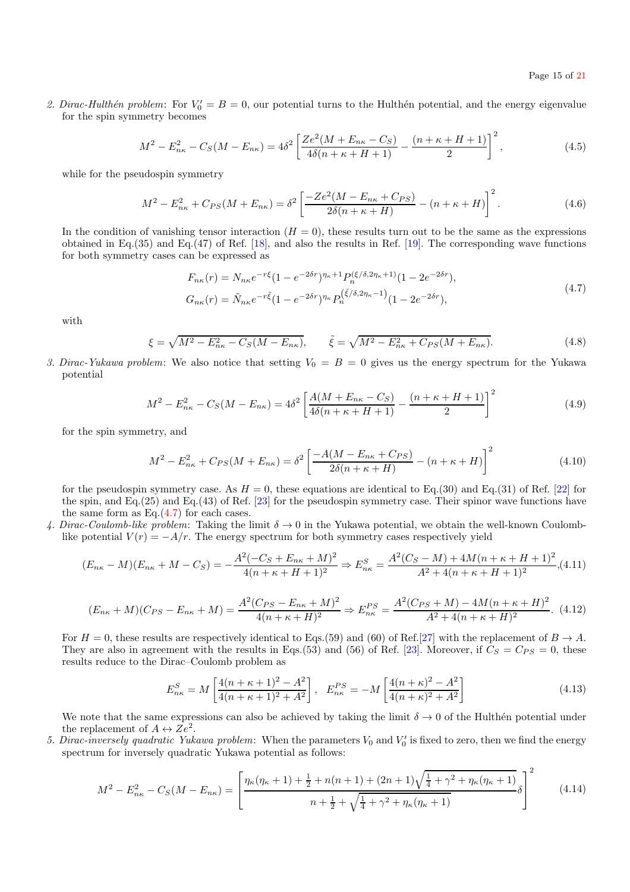*2. Dirac-Hulthén problem*: For $V_0' = B = 0$, our potential turns to the Hulthén potential, and the energy eigenvalue for the spin symmetry becomes

$$M^2 - E_{n\kappa}^2 - C_S(M - E_{n\kappa}) = 4\delta^2 \left[ \frac{Ze^2(M + E_{n\kappa} - C_S)}{4\delta(n + \kappa + H + 1)} - \frac{(n + \kappa + H + 1)}{2} \right]^2, \tag{4.5}$$

while for the pseudospin symmetry

$$M^2 - E_{n\kappa}^2 + C_{PS}(M + E_{n\kappa}) = \delta^2 \left[ \frac{-Ze^2(M - E_{n\kappa} + C_{PS})}{2\delta(n + \kappa + H)} - (n + \kappa + H) \right]^2. \tag{4.6}$$

In the condition of vanishing tensor interaction ($H = 0$), these results turn out to be the same as the expressions obtained in Eq.(35) and Eq.(47) of Ref. [18], and also the results in Ref. [19]. The corresponding wave functions for both symmetry cases can be expressed as

$$\begin{aligned} F_{n\kappa}(r) &= N_{n\kappa} e^{-r\xi} (1 - e^{-2\delta r})^{\eta_\kappa + 1} P_n^{(\xi/\delta, 2\eta_\kappa + 1)}(1 - 2e^{-2\delta r}), \\ G_{n\kappa}(r) &= \tilde{N}_{n\kappa} e^{-r\tilde{\xi}} (1 - e^{-2\delta r})^{\eta_\kappa} P_n^{(\tilde{\xi}/\delta, 2\eta_\kappa - 1)}(1 - 2e^{-2\delta r}), \end{aligned} \tag{4.7}$$

with

$$\xi = \sqrt{M^2 - E_{n\kappa}^2 - C_S(M - E_{n\kappa})}, \qquad \tilde{\xi} = \sqrt{M^2 - E_{n\kappa}^2 + C_{PS}(M + E_{n\kappa})}. \tag{4.8}$$

*3. Dirac-Yukawa problem*: We also notice that setting $V_0 = B = 0$ gives us the energy spectrum for the Yukawa potential

$$M^2 - E_{n\kappa}^2 - C_S(M - E_{n\kappa}) = 4\delta^2 \left[ \frac{A(M + E_{n\kappa} - C_S)}{4\delta(n + \kappa + H + 1)} - \frac{(n + \kappa + H + 1)}{2} \right]^2 \tag{4.9}$$

for the spin symmetry, and

$$M^2 - E_{n\kappa}^2 + C_{PS}(M + E_{n\kappa}) = \delta^2 \left[ \frac{-A(M - E_{n\kappa} + C_{PS})}{2\delta(n + \kappa + H)} - (n + \kappa + H) \right]^2 \tag{4.10}$$

for the pseudospin symmetry case. As $H = 0$, these equations are identical to Eq.(30) and Eq.(31) of Ref. [22] for the spin, and Eq.(25) and Eq.(43) of Ref. [23] for the pseudospin symmetry case. Their spinor wave functions have the same form as Eq.(4.7) for each cases.

*4. Dirac-Coulomb-like problem*: Taking the limit $\delta \to 0$ in the Yukawa potential, we obtain the well-known Coulomb-like potential $V(r) = -A/r$. The energy spectrum for both symmetry cases respectively yield

$$(E_{n\kappa} - M)(E_{n\kappa} + M - C_S) = -\frac{A^2(-C_S + E_{n\kappa} + M)^2}{4(n + \kappa + H + 1)^2} \Rightarrow E_{n\kappa}^S = \frac{A^2(C_S - M) + 4M(n + \kappa + H + 1)^2}{A^2 + 4(n + \kappa + H + 1)^2}, \tag{4.11}$$

$$(E_{n\kappa} + M)(C_{PS} - E_{n\kappa} + M) = \frac{A^2(C_{PS} - E_{n\kappa} + M)^2}{4(n + \kappa + H)^2} \Rightarrow E_{n\kappa}^{PS} = \frac{A^2(C_{PS} + M) - 4M(n + \kappa + H)^2}{A^2 + 4(n + \kappa + H)^2}. \tag{4.12}$$

For $H = 0$, these results are respectively identical to Eqs.(59) and (60) of Ref.[27] with the replacement of $B \to A$. They are also in agreement with the results in Eqs.(53) and (56) of Ref. [23]. Moreover, if $C_S = C_{PS} = 0$, these results reduce to the Dirac–Coulomb problem as

$$E_{n\kappa}^S = M \left[ \frac{4(n + \kappa + 1)^2 - A^2}{4(n + \kappa + 1)^2 + A^2} \right], \quad E_{n\kappa}^{PS} = -M \left[ \frac{4(n + \kappa)^2 - A^2}{4(n + \kappa)^2 + A^2} \right] \tag{4.13}$$

We note that the same expressions can also be achieved by taking the limit $\delta \to 0$ of the Hulthén potential under the replacement of $A \leftrightarrow Ze^2$.

*5. Dirac-inversely quadratic Yukawa problem*: When the parameters $V_0$ and $V_0'$ is fixed to zero, then we find the energy spectrum for inversely quadratic Yukawa potential as follows:

$$M^2 - E_{n\kappa}^2 - C_S(M - E_{n\kappa}) = \left[ \frac{\eta_\kappa(\eta_\kappa + 1) + \frac{1}{2} + n(n + 1) + (2n + 1)\sqrt{\frac{1}{4} + \gamma^2 + \eta_\kappa(\eta_\kappa + 1)}}{n + \frac{1}{2} + \sqrt{\frac{1}{4} + \gamma^2 + \eta_\kappa(\eta_\kappa + 1)}} \delta \right]^2 \tag{4.14}$$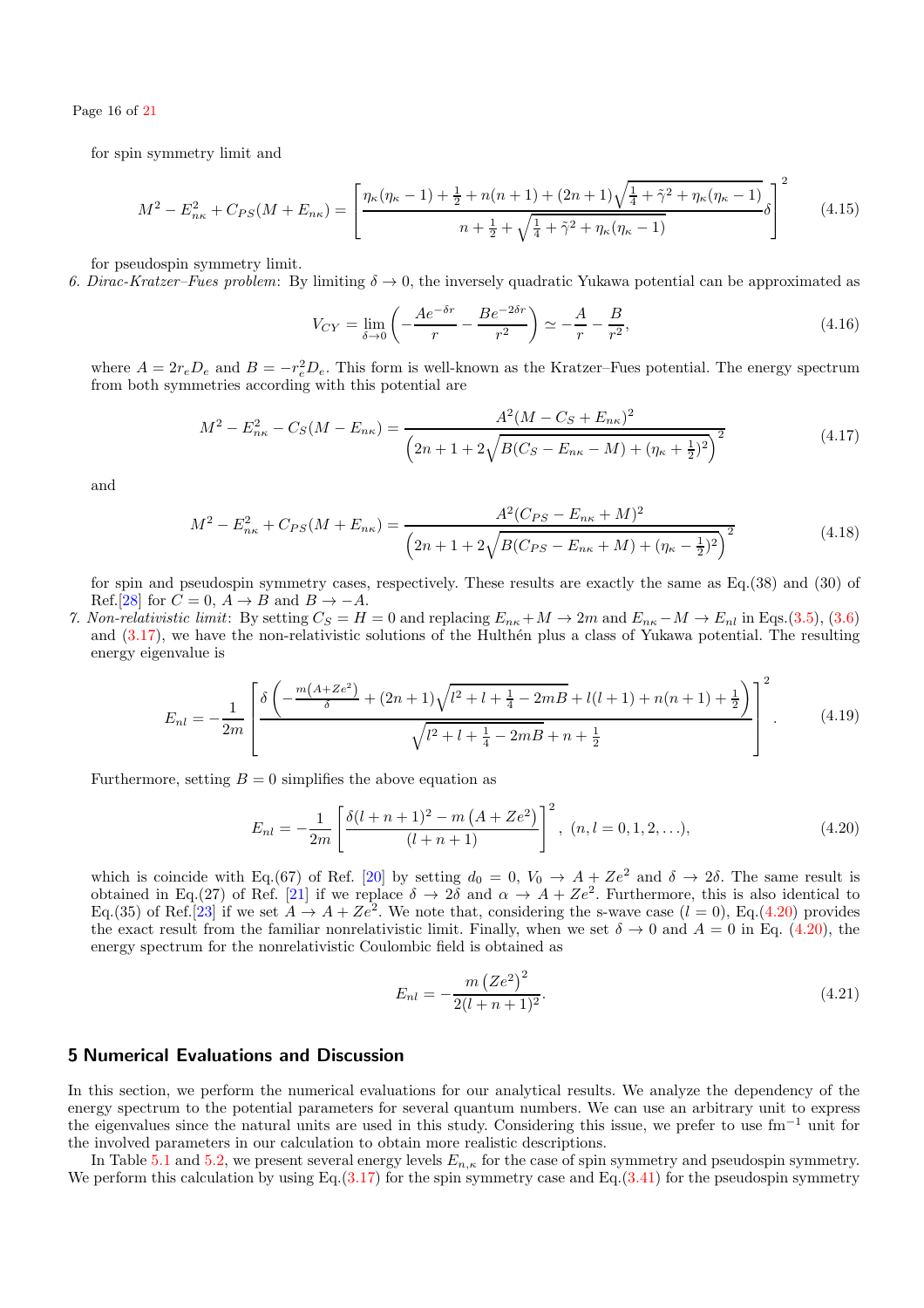for spin symmetry limit and

$$M^2 - E_{n\kappa}^2 + C_{PS}(M + E_{n\kappa}) = \left[\frac{\eta_\kappa(\eta_\kappa - 1) + \frac{1}{2} + n(n+1) + (2n+1)\sqrt{\frac{1}{4} + \tilde{\gamma}^2 + \eta_\kappa(\eta_\kappa - 1)}}{n + \frac{1}{2} + \sqrt{\frac{1}{4} + \tilde{\gamma}^2 + \eta_\kappa(\eta_\kappa - 1)}}\delta\right]^2 \tag{4.15}$$

for pseudospin symmetry limit.

6. *Dirac-Kratzer–Fues problem*: By limiting $\delta \to 0$, the inversely quadratic Yukawa potential can be approximated as

$$V_{CY} = \lim_{\delta \to 0}\left(-\frac{Ae^{-\delta r}}{r} - \frac{Be^{-2\delta r}}{r^2}\right) \simeq -\frac{A}{r} - \frac{B}{r^2}, \tag{4.16}$$

where $A = 2r_e D_e$ and $B = -r_e^2 D_e$. This form is well-known as the Kratzer–Fues potential. The energy spectrum from both symmetries according with this potential are

$$M^2 - E_{n\kappa}^2 - C_S(M - E_{n\kappa}) = \frac{A^2(M - C_S + E_{n\kappa})^2}{\left(2n + 1 + 2\sqrt{B(C_S - E_{n\kappa} - M) + (\eta_\kappa + \frac{1}{2})^2}\right)^2} \tag{4.17}$$

and

$$M^2 - E_{n\kappa}^2 + C_{PS}(M + E_{n\kappa}) = \frac{A^2(C_{PS} - E_{n\kappa} + M)^2}{\left(2n + 1 + 2\sqrt{B(C_{PS} - E_{n\kappa} + M) + (\eta_\kappa - \frac{1}{2})^2}\right)^2} \tag{4.18}$$

for spin and pseudospin symmetry cases, respectively. These results are exactly the same as Eq.(38) and (30) of Ref.[28] for $C = 0$, $A \to B$ and $B \to -A$.

7. *Non-relativistic limit*: By setting $C_S = H = 0$ and replacing $E_{n\kappa} + M \to 2m$ and $E_{n\kappa} - M \to E_{nl}$ in Eqs.(3.5), (3.6) and (3.17), we have the non-relativistic solutions of the Hulthén plus a class of Yukawa potential. The resulting energy eigenvalue is

$$E_{nl} = -\frac{1}{2m}\left[\frac{\delta\left(-\frac{m\left(A + Ze^2\right)}{\delta} + (2n+1)\sqrt{l^2 + l + \frac{1}{4} - 2mB} + l(l+1) + n(n+1) + \frac{1}{2}\right)}{\sqrt{l^2 + l + \frac{1}{4} - 2mB} + n + \frac{1}{2}}\right]^2. \tag{4.19}$$

Furthermore, setting $B = 0$ simplifies the above equation as

$$E_{nl} = -\frac{1}{2m}\left[\frac{\delta(l + n + 1)^2 - m\left(A + Ze^2\right)}{(l + n + 1)}\right]^2, \ (n, l = 0, 1, 2, \ldots), \tag{4.20}$$

which is coincide with Eq.(67) of Ref. [20] by setting $d_0 = 0$, $V_0 \to A + Ze^2$ and $\delta \to 2\delta$. The same result is obtained in Eq.(27) of Ref. [21] if we replace $\delta \to 2\delta$ and $\alpha \to A + Ze^2$. Furthermore, this is also identical to Eq.(35) of Ref.[23] if we set $A \to A + Ze^2$. We note that, considering the s-wave case ($l = 0$), Eq.(4.20) provides the exact result from the familiar nonrelativistic limit. Finally, when we set $\delta \to 0$ and $A = 0$ in Eq. (4.20), the energy spectrum for the nonrelativistic Coulombic field is obtained as

$$E_{nl} = -\frac{m\left(Ze^2\right)^2}{2(l + n + 1)^2}. \tag{4.21}$$

## 5 Numerical Evaluations and Discussion

In this section, we perform the numerical evaluations for our analytical results. We analyze the dependency of the energy spectrum to the potential parameters for several quantum numbers. We can use an arbitrary unit to express the eigenvalues since the natural units are used in this study. Considering this issue, we prefer to use fm$^{-1}$ unit for the involved parameters in our calculation to obtain more realistic descriptions.

In Table 5.1 and 5.2, we present several energy levels $E_{n,\kappa}$ for the case of spin symmetry and pseudospin symmetry. We perform this calculation by using Eq.(3.17) for the spin symmetry case and Eq.(3.41) for the pseudospin symmetry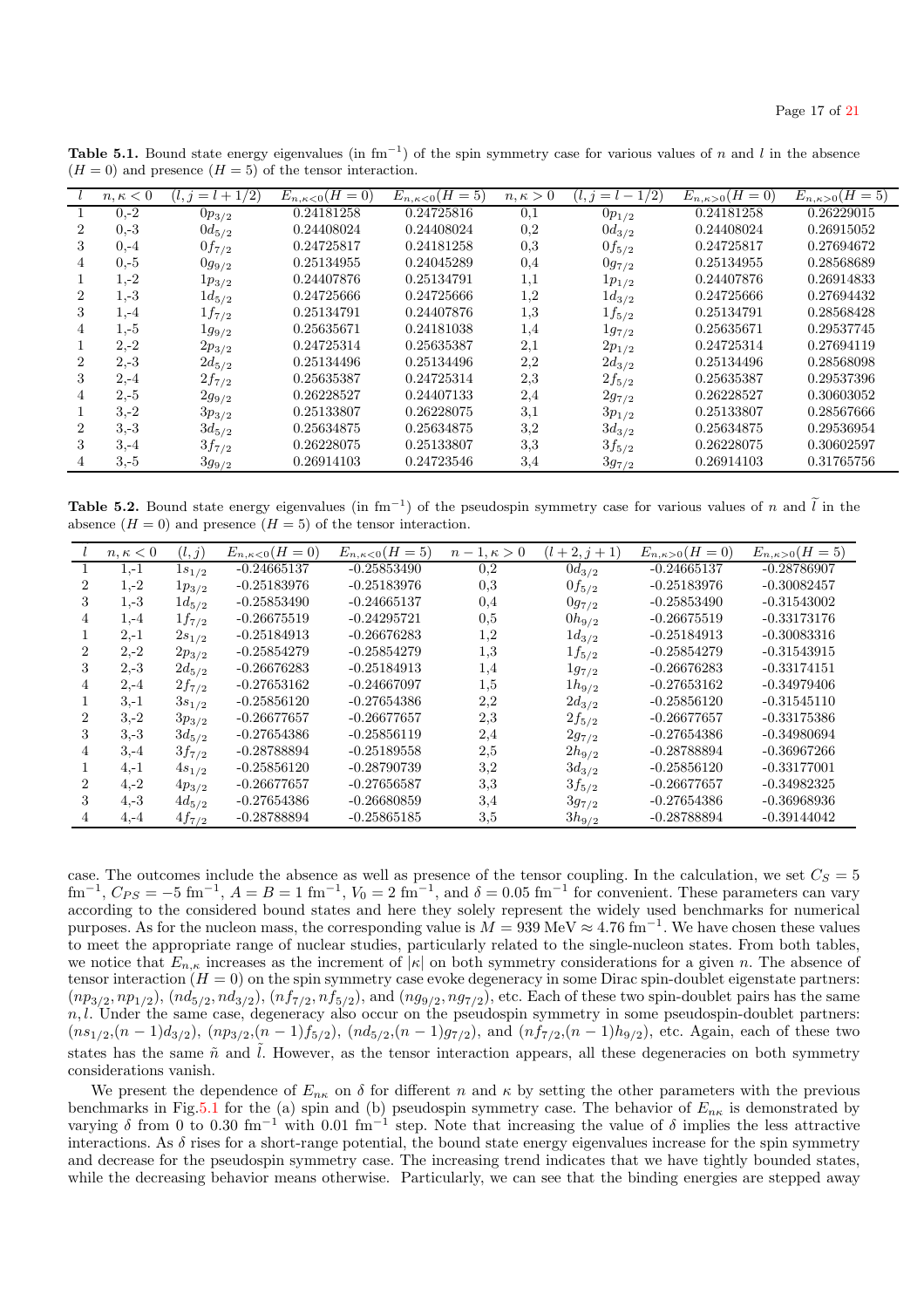**Table 5.1.** Bound state energy eigenvalues (in fm$^{-1}$) of the spin symmetry case for various values of $n$ and $l$ in the absence ($H = 0$) and presence ($H = 5$) of the tensor interaction.

| $l$ | $n, \kappa < 0$ | $(l, j = l + 1/2)$ | $E_{n,\kappa<0}(H = 0)$ | $E_{n,\kappa<0}(H = 5)$ | $n, \kappa > 0$ | $(l, j = l - 1/2)$ | $E_{n,\kappa>0}(H = 0)$ | $E_{n,\kappa>0}(H = 5)$ |
|---|---|---|---|---|---|---|---|---|
| 1 | 0,-2 | $0p_{3/2}$ | 0.24181258 | 0.24725816 | 0,1 | $0p_{1/2}$ | 0.24181258 | 0.26229015 |
| 2 | 0,-3 | $0d_{5/2}$ | 0.24408024 | 0.24408024 | 0,2 | $0d_{3/2}$ | 0.24408024 | 0.26915052 |
| 3 | 0,-4 | $0f_{7/2}$ | 0.24725817 | 0.24181258 | 0,3 | $0f_{5/2}$ | 0.24725817 | 0.27694672 |
| 4 | 0,-5 | $0g_{9/2}$ | 0.25134955 | 0.24045289 | 0,4 | $0g_{7/2}$ | 0.25134955 | 0.28568689 |
| 1 | 1,-2 | $1p_{3/2}$ | 0.24407876 | 0.25134791 | 1,1 | $1p_{1/2}$ | 0.24407876 | 0.26914833 |
| 2 | 1,-3 | $1d_{5/2}$ | 0.24725666 | 0.24725666 | 1,2 | $1d_{3/2}$ | 0.24725666 | 0.27694432 |
| 3 | 1,-4 | $1f_{7/2}$ | 0.25134791 | 0.24407876 | 1,3 | $1f_{5/2}$ | 0.25134791 | 0.28568428 |
| 4 | 1,-5 | $1g_{9/2}$ | 0.25635671 | 0.24181038 | 1,4 | $1g_{7/2}$ | 0.25635671 | 0.29537745 |
| 1 | 2,-2 | $2p_{3/2}$ | 0.24725314 | 0.25635387 | 2,1 | $2p_{1/2}$ | 0.24725314 | 0.27694119 |
| 2 | 2,-3 | $2d_{5/2}$ | 0.25134496 | 0.25134496 | 2,2 | $2d_{3/2}$ | 0.25134496 | 0.28568098 |
| 3 | 2,-4 | $2f_{7/2}$ | 0.25635387 | 0.24725314 | 2,3 | $2f_{5/2}$ | 0.25635387 | 0.29537396 |
| 4 | 2,-5 | $2g_{9/2}$ | 0.26228527 | 0.24407133 | 2,4 | $2g_{7/2}$ | 0.26228527 | 0.30603052 |
| 1 | 3,-2 | $3p_{3/2}$ | 0.25133807 | 0.26228075 | 3,1 | $3p_{1/2}$ | 0.25133807 | 0.28567666 |
| 2 | 3,-3 | $3d_{5/2}$ | 0.25634875 | 0.25634875 | 3,2 | $3d_{3/2}$ | 0.25634875 | 0.29536954 |
| 3 | 3,-4 | $3f_{7/2}$ | 0.26228075 | 0.25133807 | 3,3 | $3f_{5/2}$ | 0.26228075 | 0.30602597 |
| 4 | 3,-5 | $3g_{9/2}$ | 0.26914103 | 0.24723546 | 3,4 | $3g_{7/2}$ | 0.26914103 | 0.31765756 |

**Table 5.2.** Bound state energy eigenvalues (in fm$^{-1}$) of the pseudospin symmetry case for various values of $n$ and $\widetilde{l}$ in the absence ($H = 0$) and presence ($H = 5$) of the tensor interaction.

| $l$ | $n, \kappa < 0$ | $(l, j)$ | $E_{n,\kappa<0}(H = 0)$ | $E_{n,\kappa<0}(H = 5)$ | $n - 1, \kappa > 0$ | $(l + 2, j + 1)$ | $E_{n,\kappa>0}(H = 0)$ | $E_{n,\kappa>0}(H = 5)$ |
|---|---|---|---|---|---|---|---|---|
| 1 | 1,-1 | $1s_{1/2}$ | -0.24665137 | -0.25853490 | 0,2 | $0d_{3/2}$ | -0.24665137 | -0.28786907 |
| 2 | 1,-2 | $1p_{3/2}$ | -0.25183976 | -0.25183976 | 0,3 | $0f_{5/2}$ | -0.25183976 | -0.30082457 |
| 3 | 1,-3 | $1d_{5/2}$ | -0.25853490 | -0.24665137 | 0,4 | $0g_{7/2}$ | -0.25853490 | -0.31543002 |
| 4 | 1,-4 | $1f_{7/2}$ | -0.26675519 | -0.24295721 | 0,5 | $0h_{9/2}$ | -0.26675519 | -0.33173176 |
| 1 | 2,-1 | $2s_{1/2}$ | -0.25184913 | -0.26676283 | 1,2 | $1d_{3/2}$ | -0.25184913 | -0.30083316 |
| 2 | 2,-2 | $2p_{3/2}$ | -0.25854279 | -0.25854279 | 1,3 | $1f_{5/2}$ | -0.25854279 | -0.31543915 |
| 3 | 2,-3 | $2d_{5/2}$ | -0.26676283 | -0.25184913 | 1,4 | $1g_{7/2}$ | -0.26676283 | -0.33174151 |
| 4 | 2,-4 | $2f_{7/2}$ | -0.27653162 | -0.24667097 | 1,5 | $1h_{9/2}$ | -0.27653162 | -0.34979406 |
| 1 | 3,-1 | $3s_{1/2}$ | -0.25856120 | -0.27654386 | 2,2 | $2d_{3/2}$ | -0.25856120 | -0.31545110 |
| 2 | 3,-2 | $3p_{3/2}$ | -0.26677657 | -0.26677657 | 2,3 | $2f_{5/2}$ | -0.26677657 | -0.33175386 |
| 3 | 3,-3 | $3d_{5/2}$ | -0.27654386 | -0.25856119 | 2,4 | $2g_{7/2}$ | -0.27654386 | -0.34980694 |
| 4 | 3,-4 | $3f_{7/2}$ | -0.28788894 | -0.25189558 | 2,5 | $2h_{9/2}$ | -0.28788894 | -0.36967266 |
| 1 | 4,-1 | $4s_{1/2}$ | -0.25856120 | -0.28790739 | 3,2 | $3d_{3/2}$ | -0.25856120 | -0.33177001 |
| 2 | 4,-2 | $4p_{3/2}$ | -0.26677657 | -0.27656587 | 3,3 | $3f_{5/2}$ | -0.26677657 | -0.34982325 |
| 3 | 4,-3 | $4d_{5/2}$ | -0.27654386 | -0.26680859 | 3,4 | $3g_{7/2}$ | -0.27654386 | -0.36968936 |
| 4 | 4,-4 | $4f_{7/2}$ | -0.28788894 | -0.25865185 | 3,5 | $3h_{9/2}$ | -0.28788894 | -0.39144042 |

case. The outcomes include the absence as well as presence of the tensor coupling. In the calculation, we set $C_S = 5$ fm$^{-1}$, $C_{PS} = -5$ fm$^{-1}$, $A = B = 1$ fm$^{-1}$, $V_0 = 2$ fm$^{-1}$, and $\delta = 0.05$ fm$^{-1}$ for convenient. These parameters can vary according to the considered bound states and here they solely represent the widely used benchmarks for numerical purposes. As for the nucleon mass, the corresponding value is $M = 939$ MeV $\approx 4.76$ fm$^{-1}$. We have chosen these values to meet the appropriate range of nuclear studies, particularly related to the single-nucleon states. From both tables, we notice that $E_{n,\kappa}$ increases as the increment of $|\kappa|$ on both symmetry considerations for a given $n$. The absence of tensor interaction ($H = 0$) on the spin symmetry case evoke degeneracy in some Dirac spin-doublet eigenstate partners: $(np_{3/2}, np_{1/2})$, $(nd_{5/2}, nd_{3/2})$, $(nf_{7/2}, nf_{5/2})$, and $(ng_{9/2}, ng_{7/2})$, etc. Each of these two spin-doublet pairs has the same $n, l$. Under the same case, degeneracy also occur on the pseudospin symmetry in some pseudospin-doublet partners: $(ns_{1/2}, (n-1)d_{3/2})$, $(np_{3/2}, (n-1)f_{5/2})$, $(nd_{5/2}, (n-1)g_{7/2})$, and $(nf_{7/2}, (n-1)h_{9/2})$, etc. Again, each of these two states has the same $\tilde{n}$ and $\tilde{l}$. However, as the tensor interaction appears, all these degeneracies on both symmetry considerations vanish.

We present the dependence of $E_{n\kappa}$ on $\delta$ for different $n$ and $\kappa$ by setting the other parameters with the previous benchmarks in Fig.5.1 for the (a) spin and (b) pseudospin symmetry case. The behavior of $E_{n\kappa}$ is demonstrated by varying $\delta$ from 0 to 0.30 fm$^{-1}$ with 0.01 fm$^{-1}$ step. Note that increasing the value of $\delta$ implies the less attractive interactions. As $\delta$ rises for a short-range potential, the bound state energy eigenvalues increase for the spin symmetry and decrease for the pseudospin symmetry case. The increasing trend indicates that we have tightly bounded states, while the decreasing behavior means otherwise. Particularly, we can see that the binding energies are stepped away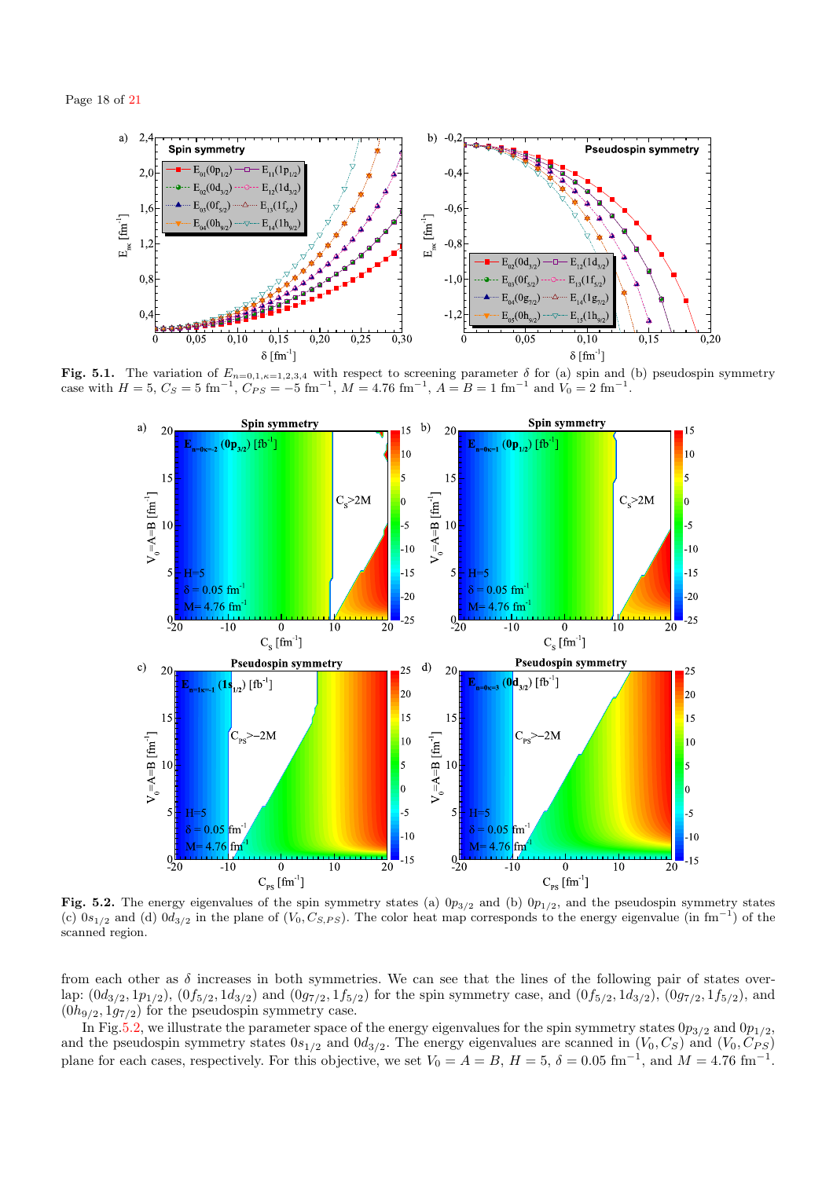**Fig. 5.1.** The variation of $E_{n=0,1,\kappa=1,2,3,4}$ with respect to screening parameter $\delta$ for (a) spin and (b) pseudospin symmetry case with $H = 5$, $C_S = 5$ fm$^{-1}$, $C_{PS} = -5$ fm$^{-1}$, $M = 4.76$ fm$^{-1}$, $A = B = 1$ fm$^{-1}$ and $V_0 = 2$ fm$^{-1}$.

**Fig. 5.2.** The energy eigenvalues of the spin symmetry states (a) $0p_{3/2}$ and (b) $0p_{1/2}$, and the pseudospin symmetry states (c) $0s_{1/2}$ and (d) $0d_{3/2}$ in the plane of $(V_0, C_{S,PS})$. The color heat map corresponds to the energy eigenvalue (in fm$^{-1}$) of the scanned region.

from each other as $\delta$ increases in both symmetries. We can see that the lines of the following pair of states overlap: $(0d_{3/2}, 1p_{1/2})$, $(0f_{5/2}, 1d_{3/2})$ and $(0g_{7/2}, 1f_{5/2})$ for the spin symmetry case, and $(0f_{5/2}, 1d_{3/2})$, $(0g_{7/2}, 1f_{5/2})$, and $(0h_{9/2}, 1g_{7/2})$ for the pseudospin symmetry case.

In Fig.5.2, we illustrate the parameter space of the energy eigenvalues for the spin symmetry states $0p_{3/2}$ and $0p_{1/2}$, and the pseudospin symmetry states $0s_{1/2}$ and $0d_{3/2}$. The energy eigenvalues are scanned in $(V_0, C_S)$ and $(V_0, C_{PS})$ plane for each cases, respectively. For this objective, we set $V_0 = A = B$, $H = 5$, $\delta = 0.05$ fm$^{-1}$, and $M = 4.76$ fm$^{-1}$.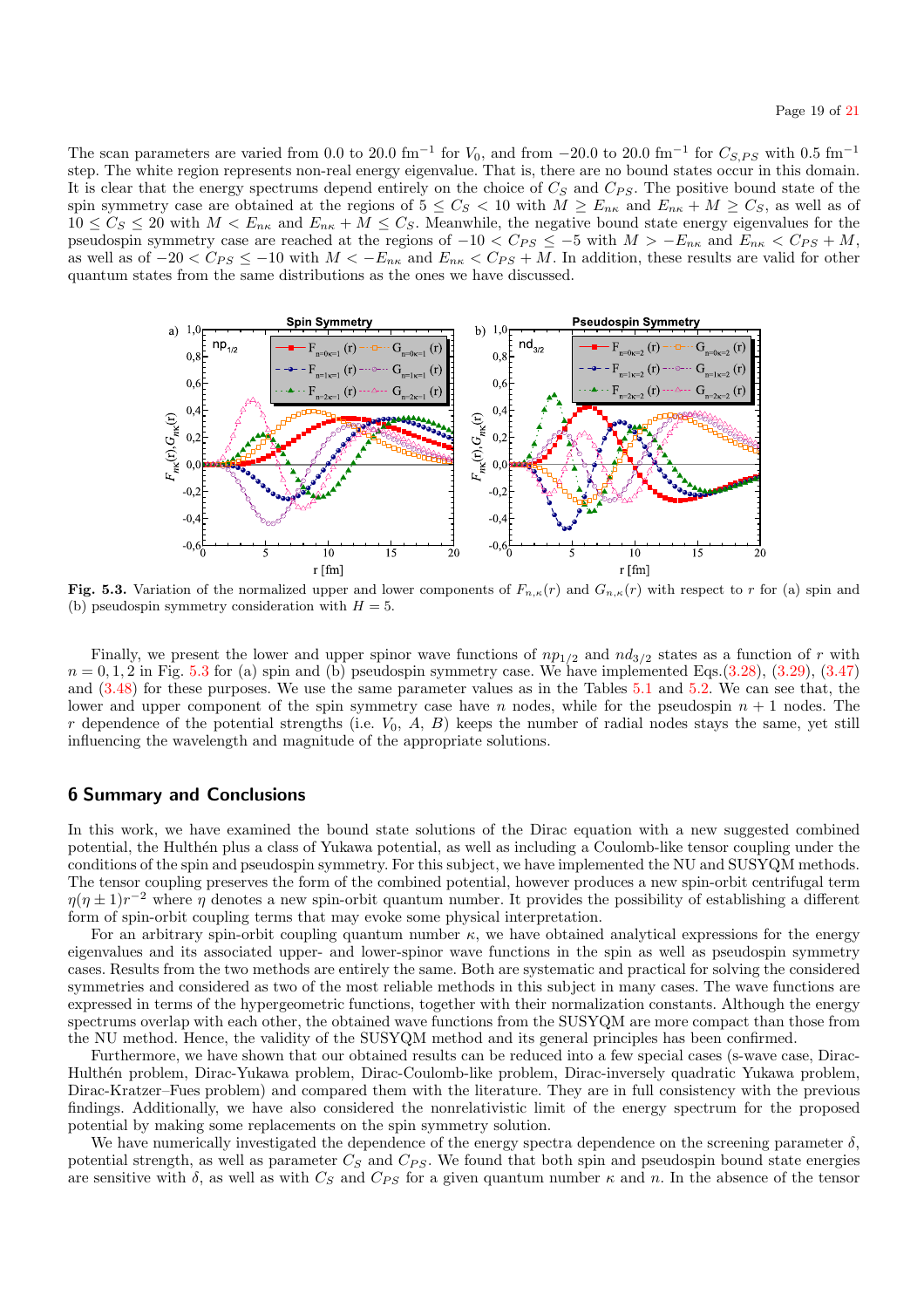The scan parameters are varied from 0.0 to 20.0 fm$^{-1}$ for $V_0$, and from $-20.0$ to 20.0 fm$^{-1}$ for $C_{S,PS}$ with 0.5 fm$^{-1}$ step. The white region represents non-real energy eigenvalue. That is, there are no bound states occur in this domain. It is clear that the energy spectrums depend entirely on the choice of $C_S$ and $C_{PS}$. The positive bound state of the spin symmetry case are obtained at the regions of $5 \leq C_S < 10$ with $M \geq E_{n\kappa}$ and $E_{n\kappa} + M \geq C_S$, as well as of $10 \leq C_S \leq 20$ with $M < E_{n\kappa}$ and $E_{n\kappa} + M \leq C_S$. Meanwhile, the negative bound state energy eigenvalues for the pseudospin symmetry case are reached at the regions of $-10 < C_{PS} \leq -5$ with $M > -E_{n\kappa}$ and $E_{n\kappa} < C_{PS} + M$, as well as of $-20 < C_{PS} \leq -10$ with $M < -E_{n\kappa}$ and $E_{n\kappa} < C_{PS} + M$. In addition, these results are valid for other quantum states from the same distributions as the ones we have discussed.

**Fig. 5.3.** Variation of the normalized upper and lower components of $F_{n,\kappa}(r)$ and $G_{n,\kappa}(r)$ with respect to $r$ for (a) spin and (b) pseudospin symmetry consideration with $H = 5$.

Finally, we present the lower and upper spinor wave functions of $np_{1/2}$ and $nd_{3/2}$ states as a function of $r$ with $n = 0, 1, 2$ in Fig. 5.3 for (a) spin and (b) pseudospin symmetry case. We have implemented Eqs.(3.28), (3.29), (3.47) and (3.48) for these purposes. We use the same parameter values as in the Tables 5.1 and 5.2. We can see that, the lower and upper component of the spin symmetry case have $n$ nodes, while for the pseudospin $n + 1$ nodes. The $r$ dependence of the potential strengths (i.e. $V_0$, $A$, $B$) keeps the number of radial nodes stays the same, yet still influencing the wavelength and magnitude of the appropriate solutions.

## 6 Summary and Conclusions

In this work, we have examined the bound state solutions of the Dirac equation with a new suggested combined potential, the Hulthén plus a class of Yukawa potential, as well as including a Coulomb-like tensor coupling under the conditions of the spin and pseudospin symmetry. For this subject, we have implemented the NU and SUSYQM methods. The tensor coupling preserves the form of the combined potential, however produces a new spin-orbit centrifugal term $\eta(\eta \pm 1)r^{-2}$ where $\eta$ denotes a new spin-orbit quantum number. It provides the possibility of establishing a different form of spin-orbit coupling terms that may evoke some physical interpretation.

For an arbitrary spin-orbit coupling quantum number $\kappa$, we have obtained analytical expressions for the energy eigenvalues and its associated upper- and lower-spinor wave functions in the spin as well as pseudospin symmetry cases. Results from the two methods are entirely the same. Both are systematic and practical for solving the considered symmetries and considered as two of the most reliable methods in this subject in many cases. The wave functions are expressed in terms of the hypergeometric functions, together with their normalization constants. Although the energy spectrums overlap with each other, the obtained wave functions from the SUSYQM are more compact than those from the NU method. Hence, the validity of the SUSYQM method and its general principles has been confirmed.

Furthermore, we have shown that our obtained results can be reduced into a few special cases (s-wave case, Dirac-Hulthén problem, Dirac-Yukawa problem, Dirac-Coulomb-like problem, Dirac-inversely quadratic Yukawa problem, Dirac-Kratzer–Fues problem) and compared them with the literature. They are in full consistency with the previous findings. Additionally, we have also considered the nonrelativistic limit of the energy spectrum for the proposed potential by making some replacements on the spin symmetry solution.

We have numerically investigated the dependence of the energy spectra dependence on the screening parameter $\delta$, potential strength, as well as parameter $C_S$ and $C_{PS}$. We found that both spin and pseudospin bound state energies are sensitive with $\delta$, as well as with $C_S$ and $C_{PS}$ for a given quantum number $\kappa$ and $n$. In the absence of the tensor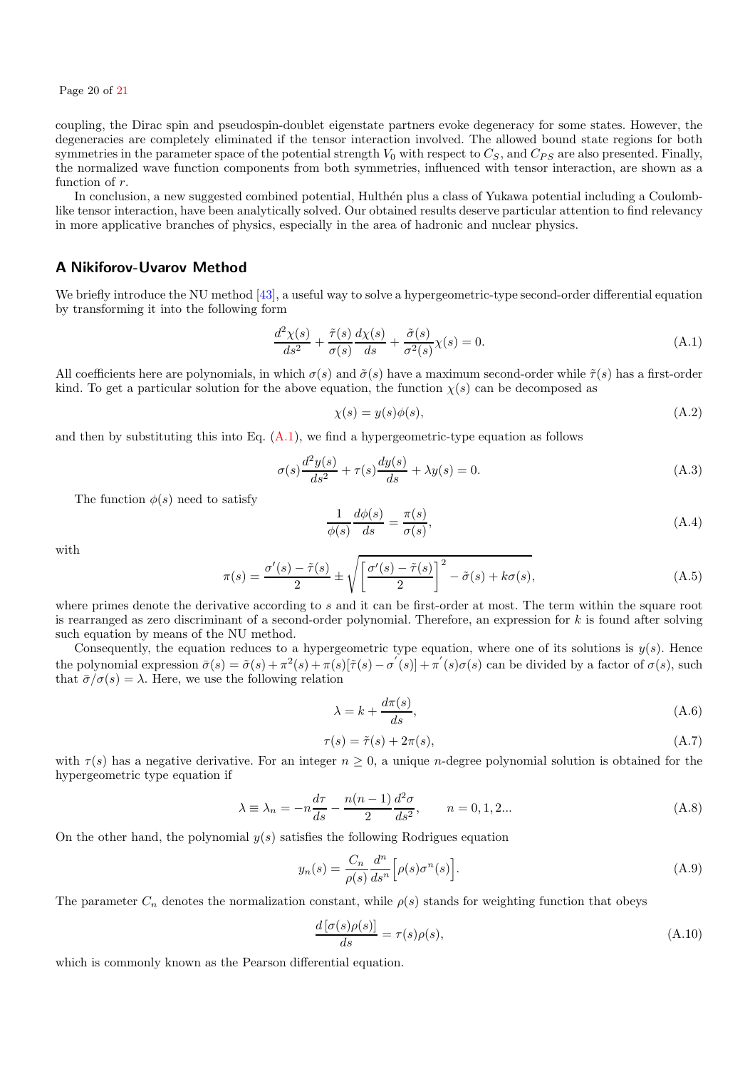coupling, the Dirac spin and pseudospin-doublet eigenstate partners evoke degeneracy for some states. However, the degeneracies are completely eliminated if the tensor interaction involved. The allowed bound state regions for both symmetries in the parameter space of the potential strength $V_0$ with respect to $C_S$, and $C_{PS}$ are also presented. Finally, the normalized wave function components from both symmetries, influenced with tensor interaction, are shown as a function of $r$.

In conclusion, a new suggested combined potential, Hulthén plus a class of Yukawa potential including a Coulomb-like tensor interaction, have been analytically solved. Our obtained results deserve particular attention to find relevancy in more applicative branches of physics, especially in the area of hadronic and nuclear physics.

## A Nikiforov-Uvarov Method

We briefly introduce the NU method [43], a useful way to solve a hypergeometric-type second-order differential equation by transforming it into the following form

$$\frac{d^2\chi(s)}{ds^2} + \frac{\tilde{\tau}(s)}{\sigma(s)}\frac{d\chi(s)}{ds} + \frac{\tilde{\sigma}(s)}{\sigma^2(s)}\chi(s) = 0. \tag{A.1}$$

All coefficients here are polynomials, in which $\sigma(s)$ and $\tilde{\sigma}(s)$ have a maximum second-order while $\tilde{\tau}(s)$ has a first-order kind. To get a particular solution for the above equation, the function $\chi(s)$ can be decomposed as

$$\chi(s) = y(s)\phi(s), \tag{A.2}$$

and then by substituting this into Eq. (A.1), we find a hypergeometric-type equation as follows

$$\sigma(s)\frac{d^2y(s)}{ds^2} + \tau(s)\frac{dy(s)}{ds} + \lambda y(s) = 0. \tag{A.3}$$

The function $\phi(s)$ need to satisfy

$$\frac{1}{\phi(s)}\frac{d\phi(s)}{ds} = \frac{\pi(s)}{\sigma(s)}, \tag{A.4}$$

with

$$\pi(s) = \frac{\sigma'(s) - \tilde{\tau}(s)}{2} \pm \sqrt{\left[\frac{\sigma'(s) - \tilde{\tau}(s)}{2}\right]^2 - \tilde{\sigma}(s) + k\sigma(s)}, \tag{A.5}$$

where primes denote the derivative according to $s$ and it can be first-order at most. The term within the square root is rearranged as zero discriminant of a second-order polynomial. Therefore, an expression for $k$ is found after solving such equation by means of the NU method.

Consequently, the equation reduces to a hypergeometric type equation, where one of its solutions is $y(s)$. Hence the polynomial expression $\bar{\sigma}(s) = \tilde{\sigma}(s) + \pi^2(s) + \pi(s)[\tilde{\tau}(s) - \sigma'(s)] + \pi'(s)\sigma(s)$ can be divided by a factor of $\sigma(s)$, such that $\bar{\sigma}/\sigma(s) = \lambda$. Here, we use the following relation

$$\lambda = k + \frac{d\pi(s)}{ds}, \tag{A.6}$$

$$\tau(s) = \tilde{\tau}(s) + 2\pi(s), \tag{A.7}$$

with $\tau(s)$ has a negative derivative. For an integer $n \geq 0$, a unique $n$-degree polynomial solution is obtained for the hypergeometric type equation if

$$\lambda \equiv \lambda_n = -n\frac{d\tau}{ds} - \frac{n(n-1)}{2}\frac{d^2\sigma}{ds^2}, \qquad n = 0, 1, 2... \tag{A.8}$$

On the other hand, the polynomial $y(s)$ satisfies the following Rodrigues equation

$$y_n(s) = \frac{C_n}{\rho(s)}\frac{d^n}{ds^n}\Big[\rho(s)\sigma^n(s)\Big]. \tag{A.9}$$

The parameter $C_n$ denotes the normalization constant, while $\rho(s)$ stands for weighting function that obeys

$$\frac{d\left[\sigma(s)\rho(s)\right]}{ds} = \tau(s)\rho(s), \tag{A.10}$$

which is commonly known as the Pearson differential equation.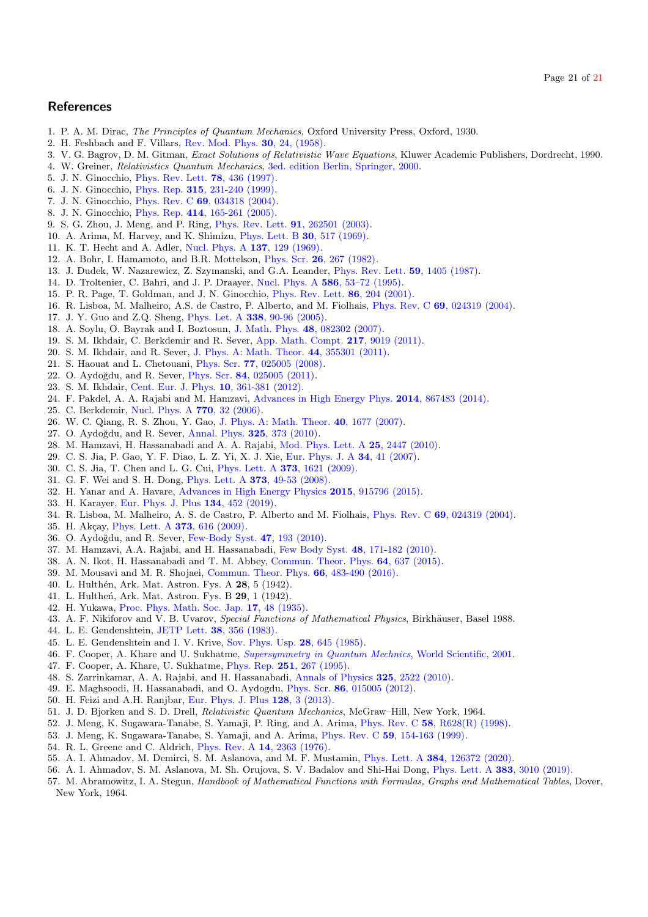## References

1. P. A. M. Dirac, *The Principles of Quantum Mechanics*, Oxford University Press, Oxford, 1930.
2. H. Feshbach and F. Villars, Rev. Mod. Phys. **30**, 24, (1958).
3. V. G. Bagrov, D. M. Gitman, *Exact Solutions of Relativistic Wave Equations*, Kluwer Academic Publishers, Dordrecht, 1990.
4. W. Greiner, *Relativistics Quantum Mechanics*, 3ed. edition Berlin, Springer, 2000.
5. J. N. Ginocchio, Phys. Rev. Lett. **78**, 436 (1997).
6. J. N. Ginocchio, Phys. Rep. **315**, 231-240 (1999).
7. J. N. Ginocchio, Phys. Rev. C **69**, 034318 (2004).
8. J. N. Ginocchio, Phys. Rep. **414**, 165-261 (2005).
9. S. G. Zhou, J. Meng, and P. Ring, Phys. Rev. Lett. **91**, 262501 (2003).
10. A. Arima, M. Harvey, and K. Shimizu, Phys. Lett. B **30**, 517 (1969).
11. K. T. Hecht and A. Adler, Nucl. Phys. A **137**, 129 (1969).
12. A. Bohr, I. Hamamoto, and B.R. Mottelson, Phys. Scr. **26**, 267 (1982).
13. J. Dudek, W. Nazarewicz, Z. Szymanski, and G.A. Leander, Phys. Rev. Lett. **59**, 1405 (1987).
14. D. Troltenier, C. Bahri, and J. P. Draayer, Nucl. Phys. A **586**, 53–72 (1995).
15. P. R. Page, T. Goldman, and J. N. Ginocchio, Phys. Rev. Lett. **86**, 204 (2001).
16. R. Lisboa, M. Malheiro, A.S. de Castro, P. Alberto, and M. Fiolhais, Phys. Rev. C **69**, 024319 (2004).
17. J. Y. Guo and Z.Q. Sheng, Phys. Let. A **338**, 90-96 (2005).
18. A. Soylu, O. Bayrak and I. Boztosun, J. Math. Phys. **48**, 082302 (2007).
19. S. M. Ikhdair, C. Berkdemir and R. Sever, App. Math. Compt. **217**, 9019 (2011).
20. S. M. Ikhdair, and R. Sever, J. Phys. A: Math. Theor. **44**, 355301 (2011).
21. S. Haouat and L. Chetouani, Phys. Scr. **77**, 025005 (2008).
22. O. Aydoğdu, and R. Sever, Phys. Scr. **84**, 025005 (2011).
23. S. M. Ikhdair, Cent. Eur. J. Phys. **10**, 361-381 (2012).
24. F. Pakdel, A. A. Rajabi and M. Hamzavi, Advances in High Energy Phys. **2014**, 867483 (2014).
25. C. Berkdemir, Nucl. Phys. A **770**, 32 (2006).
26. W. C. Qiang, R. S. Zhou, Y. Gao, J. Phys. A: Math. Theor. **40**, 1677 (2007).
27. O. Aydoğdu, and R. Sever, Annal. Phys. **325**, 373 (2010).
28. M. Hamzavi, H. Hassanabadi and A. A. Rajabi, Mod. Phys. Lett. A **25**, 2447 (2010).
29. C. S. Jia, P. Gao, Y. F. Diao, L. Z. Yi, X. J. Xie, Eur. Phys. J. A **34**, 41 (2007).
30. C. S. Jia, T. Chen and L. G. Cui, Phys. Lett. A **373**, 1621 (2009).
31. G. F. Wei and S. H. Dong, Phys. Lett. A **373**, 49-53 (2008).
32. H. Yanar and A. Havare, Advances in High Energy Physics **2015**, 915796 (2015).
33. H. Karayer, Eur. Phys. J. Plus **134**, 452 (2019).
34. R. Lisboa, M. Malheiro, A. S. de Castro, P. Alberto and M. Fiolhais, Phys. Rev. C **69**, 024319 (2004).
35. H. Akçay, Phys. Lett. A **373**, 616 (2009).
36. O. Aydoğdu, and R. Sever, Few-Body Syst. **47**, 193 (2010).
37. M. Hamzavi, A.A. Rajabi, and H. Hassanabadi, Few Body Syst. **48**, 171-182 (2010).
38. A. N. Ikot, H. Hassanabadi and T. M. Abbey, Commun. Theor. Phys. **64**, 637 (2015).
39. M. Mousavi and M. R. Shojaei, Commun. Theor. Phys. **66**, 483-490 (2016).
40. L. Hulthén, Ark. Mat. Astron. Fys. A **28**, 5 (1942).
41. L. Hulthén, Ark. Mat. Astron. Fys. B **29**, 1 (1942).
42. H. Yukawa, Proc. Phys. Math. Soc. Jap. **17**, 48 (1935).
43. A. F. Nikiforov and V. B. Uvarov, *Special Functions of Mathematical Physics*, Birkhäuser, Basel 1988.
44. L. E. Gendenshtein, JETP Lett. **38**, 356 (1983).
45. L. E. Gendenshtein and I. V. Krive, Sov. Phys. Usp. **28**, 645 (1985).
46. F. Cooper, A. Khare and U. Sukhatme, *Supersymmetry in Quantum Mechnics*, World Scientific, 2001.
47. F. Cooper, A. Khare, U. Sukhatme, Phys. Rep. **251**, 267 (1995).
48. S. Zarrinkamar, A. A. Rajabi, and H. Hassanabadi, Annals of Physics **325**, 2522 (2010).
49. E. Maghsoodi, H. Hassanabadi, and O. Aydogdu, Phys. Scr. **86**, 015005 (2012).
50. H. Feizi and A.H. Ranjbar, Eur. Phys. J. Plus **128**, 3 (2013).
51. J. D. Bjorken and S. D. Drell, *Relativistic Quantum Mechanics*, McGraw–Hill, New York, 1964.
52. J. Meng, K. Sugawara-Tanabe, S. Yamaji, P. Ring, and A. Arima, Phys. Rev. C **58**, R628(R) (1998).
53. J. Meng, K. Sugawara-Tanabe, S. Yamaji, and A. Arima, Phys. Rev. C **59**, 154-163 (1999).
54. R. L. Greene and C. Aldrich, Phys. Rev. A **14**, 2363 (1976).
55. A. I. Ahmadov, M. Demirci, S. M. Aslanova, and M. F. Mustamin, Phys. Lett. A **384**, 126372 (2020).
56. A. I. Ahmadov, S. M. Aslanova, M. Sh. Orujova, S. V. Badalov and Shi-Hai Dong, Phys. Lett. A **383**, 3010 (2019).
57. M. Abramowitz, I. A. Stegun, *Handbook of Mathematical Functions with Formulas, Graphs and Mathematical Tables*, Dover, New York, 1964.